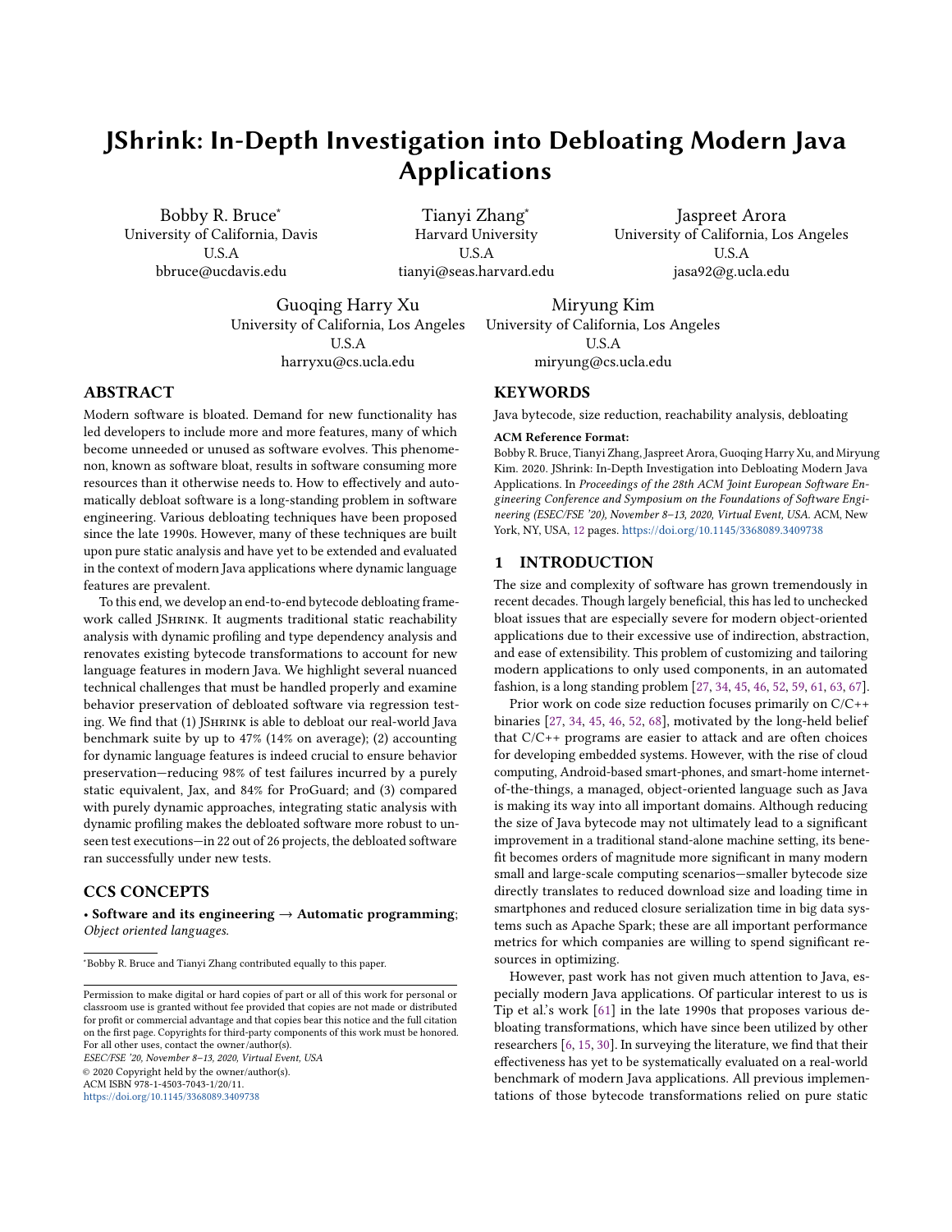# JShrink: In-Depth Investigation into Debloating Modern Java Applications

Bobby R. Bruce[*]
University of California, Davis
U.S.A
bbruce@ucdavis.edu

Tianyi Zhang[*]
Harvard University
U.S.A
tianyi@seas.harvard.edu

Jaspreet Arora
University of California, Los Angeles
U.S.A
jasa92@g.ucla.edu

Guoqing Harry Xu
University of California, Los Angeles
U.S.A
harryxu@cs.ucla.edu

Miryung Kim
University of California, Los Angeles
U.S.A
miryung@cs.ucla.edu

## ABSTRACT

Modern software is bloated. Demand for new functionality has led developers to include more and more features, many of which become unneeded or unused as software evolves. This phenomenon, known as software bloat, results in software consuming more resources than it otherwise needs to. How to effectively and automatically debloat software is a long-standing problem in software engineering. Various debloating techniques have been proposed since the late 1990s. However, many of these techniques are built upon pure static analysis and have yet to be extended and evaluated in the context of modern Java applications where dynamic language features are prevalent.

To this end, we develop an end-to-end bytecode debloating framework called JShrink. It augments traditional static reachability analysis with dynamic profiling and type dependency analysis and renovates existing bytecode transformations to account for new language features in modern Java. We highlight several nuanced technical challenges that must be handled properly and examine behavior preservation of debloated software via regression testing. We find that (1) JShrink is able to debloat our real-world Java benchmark suite by up to 47% (14% on average); (2) accounting for dynamic language features is indeed crucial to ensure behavior preservation—reducing 98% of test failures incurred by a purely static equivalent, Jax, and 84% for ProGuard; and (3) compared with purely dynamic approaches, integrating static analysis with dynamic profiling makes the debloated software more robust to unseen test executions—in 22 out of 26 projects, the debloated software ran successfully under new tests.

## CCS CONCEPTS

• **Software and its engineering → Automatic programming**; *Object oriented languages.*

[*]Bobby R. Bruce and Tianyi Zhang contributed equally to this paper.

Permission to make digital or hard copies of part or all of this work for personal or classroom use is granted without fee provided that copies are not made or distributed for profit or commercial advantage and that copies bear this notice and the full citation on the first page. Copyrights for third-party components of this work must be honored. For all other uses, contact the owner/author(s).
*ESEC/FSE '20, November 8–13, 2020, Virtual Event, USA*
© 2020 Copyright held by the owner/author(s).
ACM ISBN 978-1-4503-7043-1/20/11.
https://doi.org/10.1145/3368089.3409738

## KEYWORDS

Java bytecode, size reduction, reachability analysis, debloating

**ACM Reference Format:**
Bobby R. Bruce, Tianyi Zhang, Jaspreet Arora, Guoqing Harry Xu, and Miryung Kim. 2020. JShrink: In-Depth Investigation into Debloating Modern Java Applications. In *Proceedings of the 28th ACM Joint European Software Engineering Conference and Symposium on the Foundations of Software Engineering (ESEC/FSE '20), November 8–13, 2020, Virtual Event, USA.* ACM, New York, NY, USA, 12 pages. https://doi.org/10.1145/3368089.3409738

## 1 INTRODUCTION

The size and complexity of software has grown tremendously in recent decades. Though largely beneficial, this has led to unchecked bloat issues that are especially severe for modern object-oriented applications due to their excessive use of indirection, abstraction, and ease of extensibility. This problem of customizing and tailoring modern applications to only used components, in an automated fashion, is a long standing problem [27, 34, 45, 46, 52, 59, 61, 63, 67].

Prior work on code size reduction focuses primarily on C/C++ binaries [27, 34, 45, 46, 52, 68], motivated by the long-held belief that C/C++ programs are easier to attack and are often choices for developing embedded systems. However, with the rise of cloud computing, Android-based smart-phones, and smart-home internet-of-the-things, a managed, object-oriented language such as Java is making its way into all important domains. Although reducing the size of Java bytecode may not ultimately lead to a significant improvement in a traditional stand-alone machine setting, its benefit becomes orders of magnitude more significant in many modern small and large-scale computing scenarios—smaller bytecode size directly translates to reduced download size and loading time in smartphones and reduced closure serialization time in big data systems such as Apache Spark; these are all important performance metrics for which companies are willing to spend significant resources in optimizing.

However, past work has not given much attention to Java, especially modern Java applications. Of particular interest to us is Tip et al.'s work [61] in the late 1990s that proposes various debloating transformations, which have since been utilized by other researchers [6, 15, 30]. In surveying the literature, we find that their effectiveness has yet to be systematically evaluated on a real-world benchmark of modern Java applications. All previous implementations of those bytecode transformations relied on pure static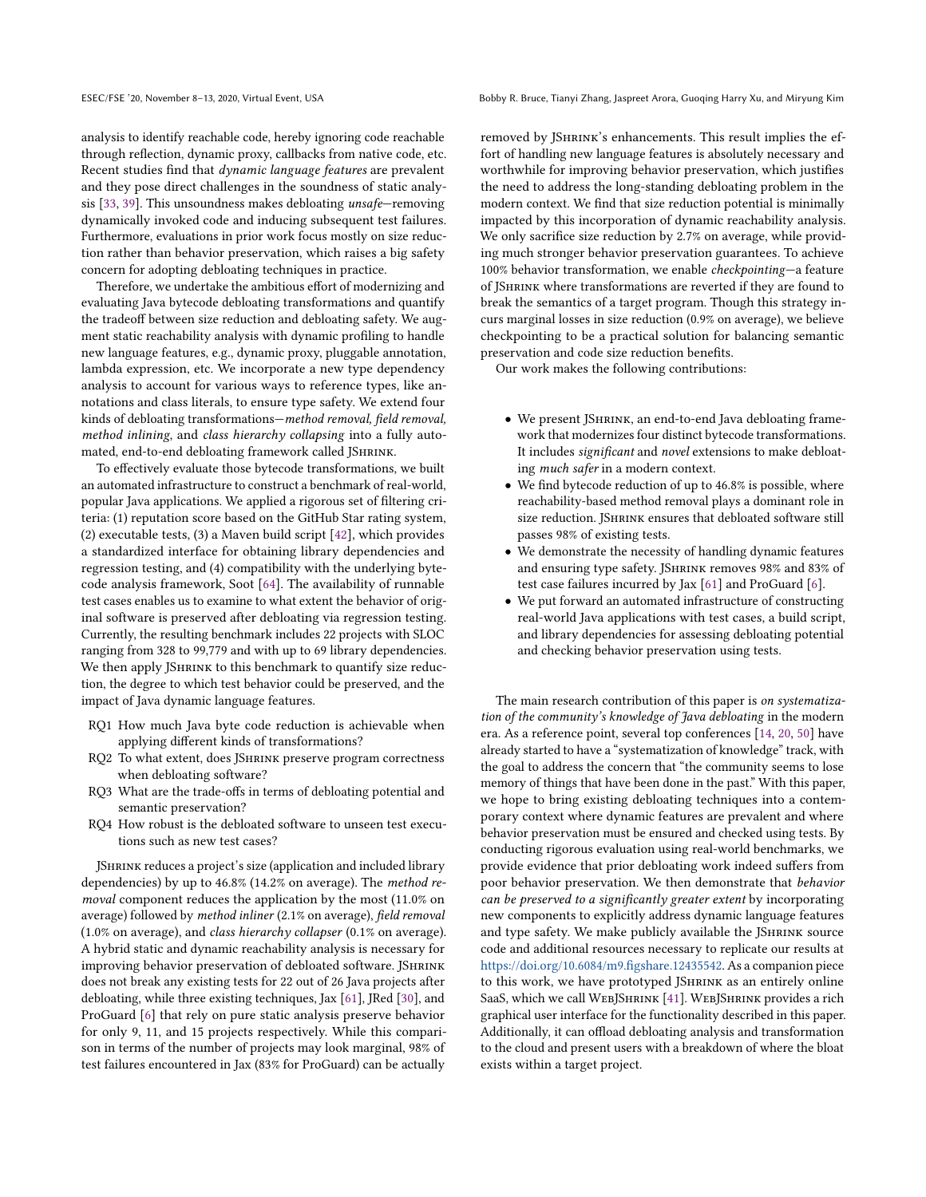analysis to identify reachable code, hereby ignoring code reachable through reflection, dynamic proxy, callbacks from native code, etc. Recent studies find that *dynamic language features* are prevalent and they pose direct challenges in the soundness of static analysis [33, 39]. This unsoundness makes debloating *unsafe*—removing dynamically invoked code and inducing subsequent test failures. Furthermore, evaluations in prior work focus mostly on size reduction rather than behavior preservation, which raises a big safety concern for adopting debloating techniques in practice.

Therefore, we undertake the ambitious effort of modernizing and evaluating Java bytecode debloating transformations and quantify the tradeoff between size reduction and debloating safety. We augment static reachability analysis with dynamic profiling to handle new language features, e.g., dynamic proxy, pluggable annotation, lambda expression, etc. We incorporate a new type dependency analysis to account for various ways to reference types, like annotations and class literals, to ensure type safety. We extend four kinds of debloating transformations—*method removal, field removal, method inlining*, and *class hierarchy collapsing* into a fully automated, end-to-end debloating framework called JShrink.

To effectively evaluate those bytecode transformations, we built an automated infrastructure to construct a benchmark of real-world, popular Java applications. We applied a rigorous set of filtering criteria: (1) reputation score based on the GitHub Star rating system, (2) executable tests, (3) a Maven build script [42], which provides a standardized interface for obtaining library dependencies and regression testing, and (4) compatibility with the underlying bytecode analysis framework, Soot [64]. The availability of runnable test cases enables us to examine to what extent the behavior of original software is preserved after debloating via regression testing. Currently, the resulting benchmark includes 22 projects with SLOC ranging from 328 to 99,779 and with up to 69 library dependencies. We then apply JShrink to this benchmark to quantify size reduction, the degree to which test behavior could be preserved, and the impact of Java dynamic language features.

- RQ1 How much Java byte code reduction is achievable when applying different kinds of transformations?
- RQ2 To what extent, does JShrink preserve program correctness when debloating software?
- RQ3 What are the trade-offs in terms of debloating potential and semantic preservation?
- RQ4 How robust is the debloated software to unseen test executions such as new test cases?

JShrink reduces a project's size (application and included library dependencies) by up to 46.8% (14.2% on average). The *method removal* component reduces the application by the most (11.0% on average) followed by *method inliner* (2.1% on average), *field removal* (1.0% on average), and *class hierarchy collapser* (0.1% on average). A hybrid static and dynamic reachability analysis is necessary for improving behavior preservation of debloated software. JShrink does not break any existing tests for 22 out of 26 Java projects after debloating, while three existing techniques, Jax [61], JRed [30], and ProGuard [6] that rely on pure static analysis preserve behavior for only 9, 11, and 15 projects respectively. While this comparison in terms of the number of projects may look marginal, 98% of test failures encountered in Jax (83% for ProGuard) can be actually removed by JShrink's enhancements. This result implies the effort of handling new language features is absolutely necessary and worthwhile for improving behavior preservation, which justifies the need to address the long-standing debloating problem in the modern context. We find that size reduction potential is minimally impacted by this incorporation of dynamic reachability analysis. We only sacrifice size reduction by 2.7% on average, while providing much stronger behavior preservation guarantees. To achieve 100% behavior transformation, we enable *checkpointing*—a feature of JShrink where transformations are reverted if they are found to break the semantics of a target program. Though this strategy incurs marginal losses in size reduction (0.9% on average), we believe checkpointing to be a practical solution for balancing semantic preservation and code size reduction benefits.

Our work makes the following contributions:

- We present JShrink, an end-to-end Java debloating framework that modernizes four distinct bytecode transformations. It includes *significant* and *novel* extensions to make debloating *much safer* in a modern context.
- We find bytecode reduction of up to 46.8% is possible, where reachability-based method removal plays a dominant role in size reduction. JShrink ensures that debloated software still passes 98% of existing tests.
- We demonstrate the necessity of handling dynamic features and ensuring type safety. JShrink removes 98% and 83% of test case failures incurred by Jax [61] and ProGuard [6].
- We put forward an automated infrastructure of constructing real-world Java applications with test cases, a build script, and library dependencies for assessing debloating potential and checking behavior preservation using tests.

The main research contribution of this paper is *on systematization of the community's knowledge of Java debloating* in the modern era. As a reference point, several top conferences [14, 20, 50] have already started to have a "systematization of knowledge" track, with the goal to address the concern that "the community seems to lose memory of things that have been done in the past." With this paper, we hope to bring existing debloating techniques into a contemporary context where dynamic features are prevalent and where behavior preservation must be ensured and checked using tests. By conducting rigorous evaluation using real-world benchmarks, we provide evidence that prior debloating work indeed suffers from poor behavior preservation. We then demonstrate that *behavior can be preserved to a significantly greater extent* by incorporating new components to explicitly address dynamic language features and type safety. We make publicly available the JShrink source code and additional resources necessary to replicate our results at https://doi.org/10.6084/m9.figshare.12435542. As a companion piece to this work, we have prototyped JShrink as an entirely online SaaS, which we call WebJShrink [41]. WebJShrink provides a rich graphical user interface for the functionality described in this paper. Additionally, it can offload debloating analysis and transformation to the cloud and present users with a breakdown of where the bloat exists within a target project.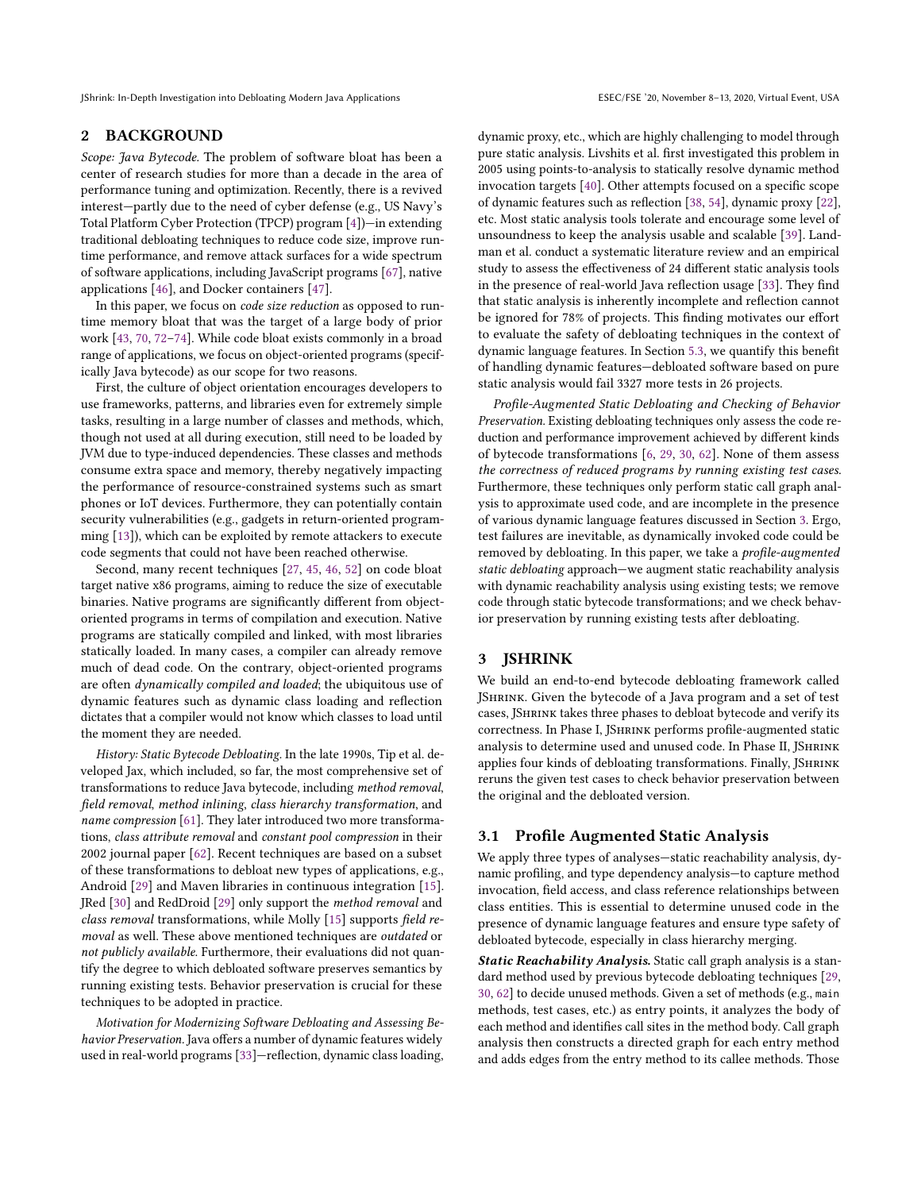## 2 BACKGROUND

*Scope: Java Bytecode.* The problem of software bloat has been a center of research studies for more than a decade in the area of performance tuning and optimization. Recently, there is a revived interest—partly due to the need of cyber defense (e.g., US Navy's Total Platform Cyber Protection (TPCP) program [4])—in extending traditional debloating techniques to reduce code size, improve runtime performance, and remove attack surfaces for a wide spectrum of software applications, including JavaScript programs [67], native applications [46], and Docker containers [47].

In this paper, we focus on *code size reduction* as opposed to runtime memory bloat that was the target of a large body of prior work [43, 70, 72–74]. While code bloat exists commonly in a broad range of applications, we focus on object-oriented programs (specifically Java bytecode) as our scope for two reasons.

First, the culture of object orientation encourages developers to use frameworks, patterns, and libraries even for extremely simple tasks, resulting in a large number of classes and methods, which, though not used at all during execution, still need to be loaded by JVM due to type-induced dependencies. These classes and methods consume extra space and memory, thereby negatively impacting the performance of resource-constrained systems such as smart phones or IoT devices. Furthermore, they can potentially contain security vulnerabilities (e.g., gadgets in return-oriented programming [13]), which can be exploited by remote attackers to execute code segments that could not have been reached otherwise.

Second, many recent techniques [27, 45, 46, 52] on code bloat target native x86 programs, aiming to reduce the size of executable binaries. Native programs are significantly different from object-oriented programs in terms of compilation and execution. Native programs are statically compiled and linked, with most libraries statically loaded. In many cases, a compiler can already remove much of dead code. On the contrary, object-oriented programs are often *dynamically compiled and loaded*; the ubiquitous use of dynamic features such as dynamic class loading and reflection dictates that a compiler would not know which classes to load until the moment they are needed.

*History: Static Bytecode Debloating.* In the late 1990s, Tip et al. developed Jax, which included, so far, the most comprehensive set of transformations to reduce Java bytecode, including *method removal*, *field removal*, *method inlining*, *class hierarchy transformation*, and *name compression* [61]. They later introduced two more transformations, *class attribute removal* and *constant pool compression* in their 2002 journal paper [62]. Recent techniques are based on a subset of these transformations to debloat new types of applications, e.g., Android [29] and Maven libraries in continuous integration [15]. JRed [30] and RedDroid [29] only support the *method removal* and *class removal* transformations, while Molly [15] supports *field removal* as well. These above mentioned techniques are *outdated* or *not publicly available*. Furthermore, their evaluations did not quantify the degree to which debloated software preserves semantics by running existing tests. Behavior preservation is crucial for these techniques to be adopted in practice.

*Motivation for Modernizing Software Debloating and Assessing Behavior Preservation.* Java offers a number of dynamic features widely used in real-world programs [33]—reflection, dynamic class loading, dynamic proxy, etc., which are highly challenging to model through pure static analysis. Livshits et al. first investigated this problem in 2005 using points-to-analysis to statically resolve dynamic method invocation targets [40]. Other attempts focused on a specific scope of dynamic features such as reflection [38, 54], dynamic proxy [22], etc. Most static analysis tools tolerate and encourage some level of unsoundness to keep the analysis usable and scalable [39]. Landman et al. conduct a systematic literature review and an empirical study to assess the effectiveness of 24 different static analysis tools in the presence of real-world Java reflection usage [33]. They find that static analysis is inherently incomplete and reflection cannot be ignored for 78% of projects. This finding motivates our effort to evaluate the safety of debloating techniques in the context of dynamic language features. In Section 5.3, we quantify this benefit of handling dynamic features—debloated software based on pure static analysis would fail 3327 more tests in 26 projects.

*Profile-Augmented Static Debloating and Checking of Behavior Preservation.* Existing debloating techniques only assess the code reduction and performance improvement achieved by different kinds of bytecode transformations [6, 29, 30, 62]. None of them assess *the correctness of reduced programs by running existing test cases*. Furthermore, these techniques only perform static call graph analysis to approximate used code, and are incomplete in the presence of various dynamic language features discussed in Section 3. Ergo, test failures are inevitable, as dynamically invoked code could be removed by debloating. In this paper, we take a *profile-augmented static debloating* approach—we augment static reachability analysis with dynamic reachability analysis using existing tests; we remove code through static bytecode transformations; and we check behavior preservation by running existing tests after debloating.

## 3 JSHRINK

We build an end-to-end bytecode debloating framework called JShrink. Given the bytecode of a Java program and a set of test cases, JShrink takes three phases to debloat bytecode and verify its correctness. In Phase I, JShrink performs profile-augmented static analysis to determine used and unused code. In Phase II, JShrink applies four kinds of debloating transformations. Finally, JShrink reruns the given test cases to check behavior preservation between the original and the debloated version.

### 3.1 Profile Augmented Static Analysis

We apply three types of analyses—static reachability analysis, dynamic profiling, and type dependency analysis—to capture method invocation, field access, and class reference relationships between class entities. This is essential to determine unused code in the presence of dynamic language features and ensure type safety of debloated bytecode, especially in class hierarchy merging.

***Static Reachability Analysis.*** Static call graph analysis is a standard method used by previous bytecode debloating techniques [29, 30, 62] to decide unused methods. Given a set of methods (e.g., `main` methods, test cases, etc.) as entry points, it analyzes the body of each method and identifies call sites in the method body. Call graph analysis then constructs a directed graph for each entry method and adds edges from the entry method to its callee methods. Those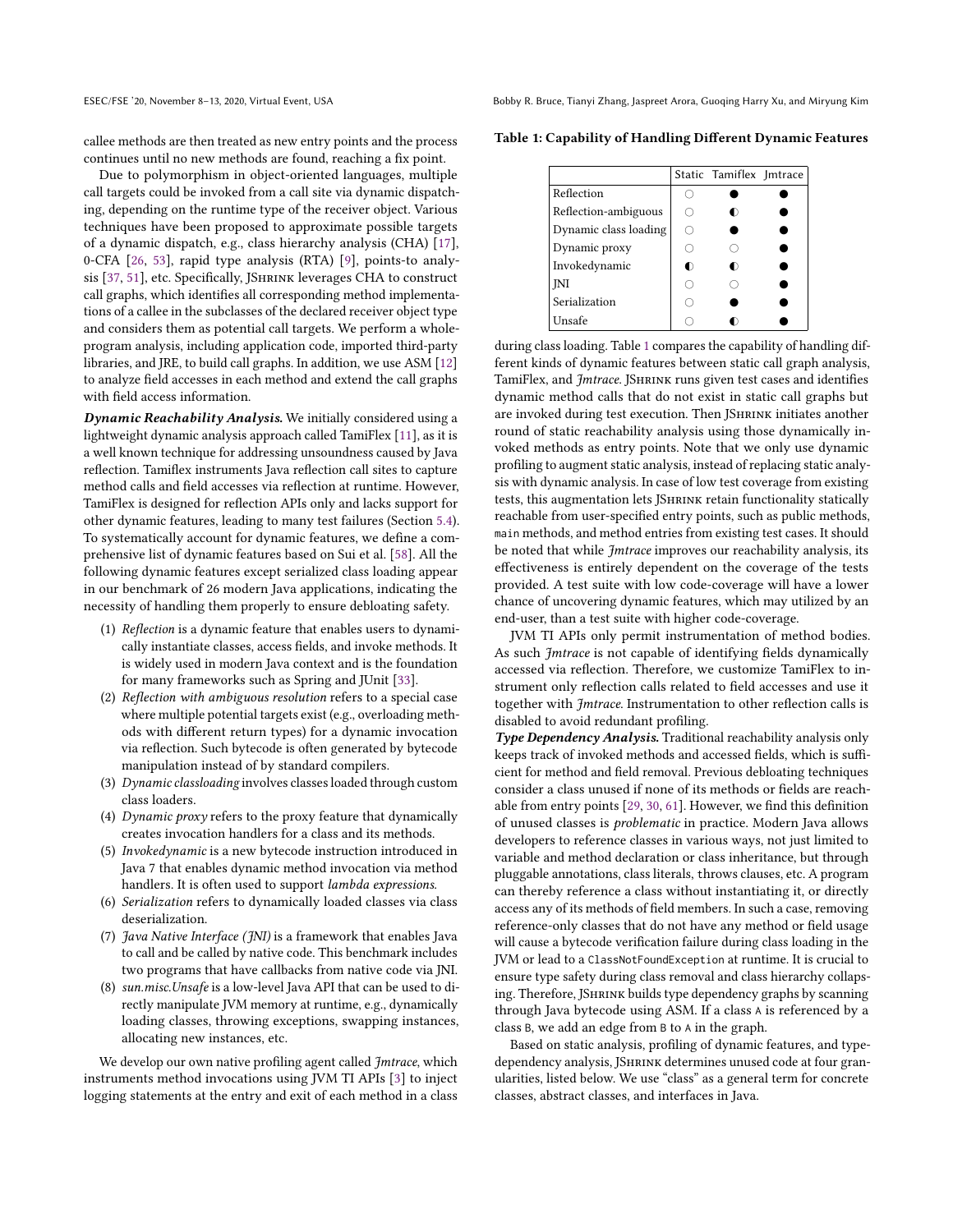callee methods are then treated as new entry points and the process continues until no new methods are found, reaching a fix point.

Due to polymorphism in object-oriented languages, multiple call targets could be invoked from a call site via dynamic dispatching, depending on the runtime type of the receiver object. Various techniques have been proposed to approximate possible targets of a dynamic dispatch, e.g., class hierarchy analysis (CHA) [17], 0-CFA [26, 53], rapid type analysis (RTA) [9], points-to analysis [37, 51], etc. Specifically, JShrink leverages CHA to construct call graphs, which identifies all corresponding method implementations of a callee in the subclasses of the declared receiver object type and considers them as potential call targets. We perform a whole-program analysis, including application code, imported third-party libraries, and JRE, to build call graphs. In addition, we use ASM [12] to analyze field accesses in each method and extend the call graphs with field access information.

***Dynamic Reachability Analysis.*** We initially considered using a lightweight dynamic analysis approach called TamiFlex [11], as it is a well known technique for addressing unsoundness caused by Java reflection. Tamiflex instruments Java reflection call sites to capture method calls and field accesses via reflection at runtime. However, TamiFlex is designed for reflection APIs only and lacks support for other dynamic features, leading to many test failures (Section 5.4). To systematically account for dynamic features, we define a comprehensive list of dynamic features based on Sui et al. [58]. All the following dynamic features except serialized class loading appear in our benchmark of 26 modern Java applications, indicating the necessity of handling them properly to ensure debloating safety.

(1) *Reflection* is a dynamic feature that enables users to dynamically instantiate classes, access fields, and invoke methods. It is widely used in modern Java context and is the foundation for many frameworks such as Spring and JUnit [33].
(2) *Reflection with ambiguous resolution* refers to a special case where multiple potential targets exist (e.g., overloading methods with different return types) for a dynamic invocation via reflection. Such bytecode is often generated by bytecode manipulation instead of by standard compilers.
(3) *Dynamic classloading* involves classes loaded through custom class loaders.
(4) *Dynamic proxy* refers to the proxy feature that dynamically creates invocation handlers for a class and its methods.
(5) *Invokedynamic* is a new bytecode instruction introduced in Java 7 that enables dynamic method invocation via method handlers. It is often used to support *lambda expressions*.
(6) *Serialization* refers to dynamically loaded classes via class deserialization.
(7) *Java Native Interface (JNI)* is a framework that enables Java to call and be called by native code. This benchmark includes two programs that have callbacks from native code via JNI.
(8) *sun.misc.Unsafe* is a low-level Java API that can be used to directly manipulate JVM memory at runtime, e.g., dynamically loading classes, throwing exceptions, swapping instances, allocating new instances, etc.

We develop our own native profiling agent called *Jmtrace*, which instruments method invocations using JVM TI APIs [3] to inject logging statements at the entry and exit of each method in a class during class loading. Table 1 compares the capability of handling different kinds of dynamic features between static call graph analysis, TamiFlex, and *Jmtrace*. JShrink runs given test cases and identifies dynamic method calls that do not exist in static call graphs but are invoked during test execution. Then JShrink initiates another round of static reachability analysis using those dynamically invoked methods as entry points. Note that we only use dynamic profiling to augment static analysis, instead of replacing static analysis with dynamic analysis. In case of low test coverage from existing tests, this augmentation lets JShrink retain functionality statically reachable from user-specified entry points, such as public methods, `main` methods, and method entries from existing test cases. It should be noted that while *Jmtrace* improves our reachability analysis, its effectiveness is entirely dependent on the coverage of the tests provided. A test suite with low code-coverage will have a lower chance of uncovering dynamic features, which may utilized by an end-user, than a test suite with higher code-coverage.

**Table 1: Capability of Handling Different Dynamic Features**

| | Static | Tamiflex | Jmtrace |
|---|---|---|---|
| Reflection | ○ | ● | ● |
| Reflection-ambiguous | ○ | ◐ | ● |
| Dynamic class loading | ○ | ● | ● |
| Dynamic proxy | ○ | ○ | ● |
| Invokedynamic | ◐ | ◐ | ● |
| JNI | ○ | ○ | ● |
| Serialization | ○ | ● | ● |
| Unsafe | ○ | ◐ | ● |

JVM TI APIs only permit instrumentation of method bodies. As such *Jmtrace* is not capable of identifying fields dynamically accessed via reflection. Therefore, we customize TamiFlex to instrument only reflection calls related to field accesses and use it together with *Jmtrace*. Instrumentation to other reflection calls is disabled to avoid redundant profiling.

***Type Dependency Analysis.*** Traditional reachability analysis only keeps track of invoked methods and accessed fields, which is sufficient for method and field removal. Previous debloating techniques consider a class unused if none of its methods or fields are reachable from entry points [29, 30, 61]. However, we find this definition of unused classes is *problematic* in practice. Modern Java allows developers to reference classes in various ways, not just limited to variable and method declaration or class inheritance, but through pluggable annotations, class literals, throws clauses, etc. A program can thereby reference a class without instantiating it, or directly access any of its methods of field members. In such a case, removing reference-only classes that do not have any method or field usage will cause a bytecode verification failure during class loading in the JVM or lead to a `ClassNotFoundException` at runtime. It is crucial to ensure type safety during class removal and class hierarchy collapsing. Therefore, JShrink builds type dependency graphs by scanning through Java bytecode using ASM. If a class `A` is referenced by a class `B`, we add an edge from `B` to `A` in the graph.

Based on static analysis, profiling of dynamic features, and type-dependency analysis, JShrink determines unused code at four granularities, listed below. We use "class" as a general term for concrete classes, abstract classes, and interfaces in Java.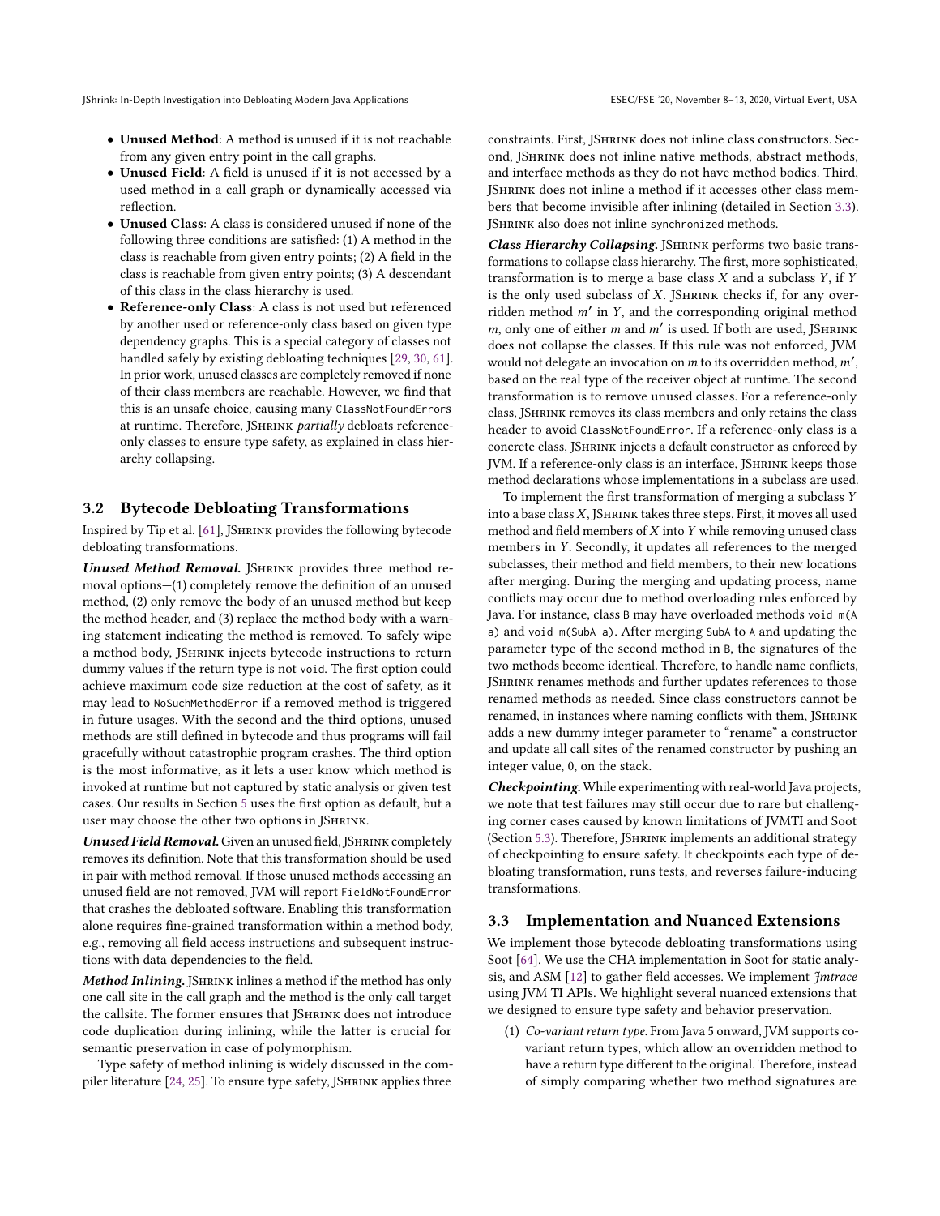- **Unused Method**: A method is unused if it is not reachable from any given entry point in the call graphs.
- **Unused Field**: A field is unused if it is not accessed by a used method in a call graph or dynamically accessed via reflection.
- **Unused Class**: A class is considered unused if none of the following three conditions are satisfied: (1) A method in the class is reachable from given entry points; (2) A field in the class is reachable from given entry points; (3) A descendant of this class in the class hierarchy is used.
- **Reference-only Class**: A class is not used but referenced by another used or reference-only class based on given type dependency graphs. This is a special category of classes not handled safely by existing debloating techniques [29, 30, 61]. In prior work, unused classes are completely removed if none of their class members are reachable. However, we find that this is an unsafe choice, causing many `ClassNotFoundErrors` at runtime. Therefore, JShrink *partially* debloats reference-only classes to ensure type safety, as explained in class hierarchy collapsing.

### 3.2 Bytecode Debloating Transformations

Inspired by Tip et al. [61], JShrink provides the following bytecode debloating transformations.

***Unused Method Removal.*** JShrink provides three method removal options—(1) completely remove the definition of an unused method, (2) only remove the body of an unused method but keep the method header, and (3) replace the method body with a warning statement indicating the method is removed. To safely wipe a method body, JShrink injects bytecode instructions to return dummy values if the return type is not `void`. The first option could achieve maximum code size reduction at the cost of safety, as it may lead to `NoSuchMethodError` if a removed method is triggered in future usages. With the second and the third options, unused methods are still defined in bytecode and thus programs will fail gracefully without catastrophic program crashes. The third option is the most informative, as it lets a user know which method is invoked at runtime but not captured by static analysis or given test cases. Our results in Section 5 uses the first option as default, but a user may choose the other two options in JShrink.

***Unused Field Removal.*** Given an unused field, JShrink completely removes its definition. Note that this transformation should be used in pair with method removal. If those unused methods accessing an unused field are not removed, JVM will report `FieldNotFoundError` that crashes the debloated software. Enabling this transformation alone requires fine-grained transformation within a method body, e.g., removing all field access instructions and subsequent instructions with data dependencies to the field.

***Method Inlining.*** JShrink inlines a method if the method has only one call site in the call graph and the method is the only call target the callsite. The former ensures that JShrink does not introduce code duplication during inlining, while the latter is crucial for semantic preservation in case of polymorphism.

Type safety of method inlining is widely discussed in the compiler literature [24, 25]. To ensure type safety, JShrink applies three constraints. First, JShrink does not inline class constructors. Second, JShrink does not inline native methods, abstract methods, and interface methods as they do not have method bodies. Third, JShrink does not inline a method if it accesses other class members that become invisible after inlining (detailed in Section 3.3). JShrink also does not inline `synchronized` methods.

***Class Hierarchy Collapsing.*** JShrink performs two basic transformations to collapse class hierarchy. The first, more sophisticated, transformation is to merge a base class $X$ and a subclass $Y$, if $Y$ is the only used subclass of $X$. JShrink checks if, for any overridden method $m'$ in $Y$, and the corresponding original method $m$, only one of either $m$ and $m'$ is used. If both are used, JShrink does not collapse the classes. If this rule was not enforced, JVM would not delegate an invocation on $m$ to its overridden method, $m'$, based on the real type of the receiver object at runtime. The second transformation is to remove unused classes. For a reference-only class, JShrink removes its class members and only retains the class header to avoid `ClassNotFoundError`. If a reference-only class is a concrete class, JShrink injects a default constructor as enforced by JVM. If a reference-only class is an interface, JShrink keeps those method declarations whose implementations in a subclass are used.

To implement the first transformation of merging a subclass $Y$ into a base class $X$, JShrink takes three steps. First, it moves all used method and field members of $X$ into $Y$ while removing unused class members in $Y$. Secondly, it updates all references to the merged subclasses, their method and field members, to their new locations after merging. During the merging and updating process, name conflicts may occur due to method overloading rules enforced by Java. For instance, class `B` may have overloaded methods `void m(A a)` and `void m(SubA a)`. After merging `SubA` to `A` and updating the parameter type of the second method in `B`, the signatures of the two methods become identical. Therefore, to handle name conflicts, JShrink renames methods and further updates references to those renamed methods as needed. Since class constructors cannot be renamed, in instances where naming conflicts with them, JShrink adds a new dummy integer parameter to "rename" a constructor and update all call sites of the renamed constructor by pushing an integer value, `0`, on the stack.

***Checkpointing.*** While experimenting with real-world Java projects, we note that test failures may still occur due to rare but challenging corner cases caused by known limitations of JVMTI and Soot (Section 5.3). Therefore, JShrink implements an additional strategy of checkpointing to ensure safety. It checkpoints each type of debloating transformation, runs tests, and reverses failure-inducing transformations.

### 3.3 Implementation and Nuanced Extensions

We implement those bytecode debloating transformations using Soot [64]. We use the CHA implementation in Soot for static analysis, and ASM [12] to gather field accesses. We implement *Jmtrace* using JVM TI APIs. We highlight several nuanced extensions that we designed to ensure type safety and behavior preservation.

(1) *Co-variant return type.* From Java 5 onward, JVM supports co-variant return types, which allow an overridden method to have a return type different to the original. Therefore, instead of simply comparing whether two method signatures are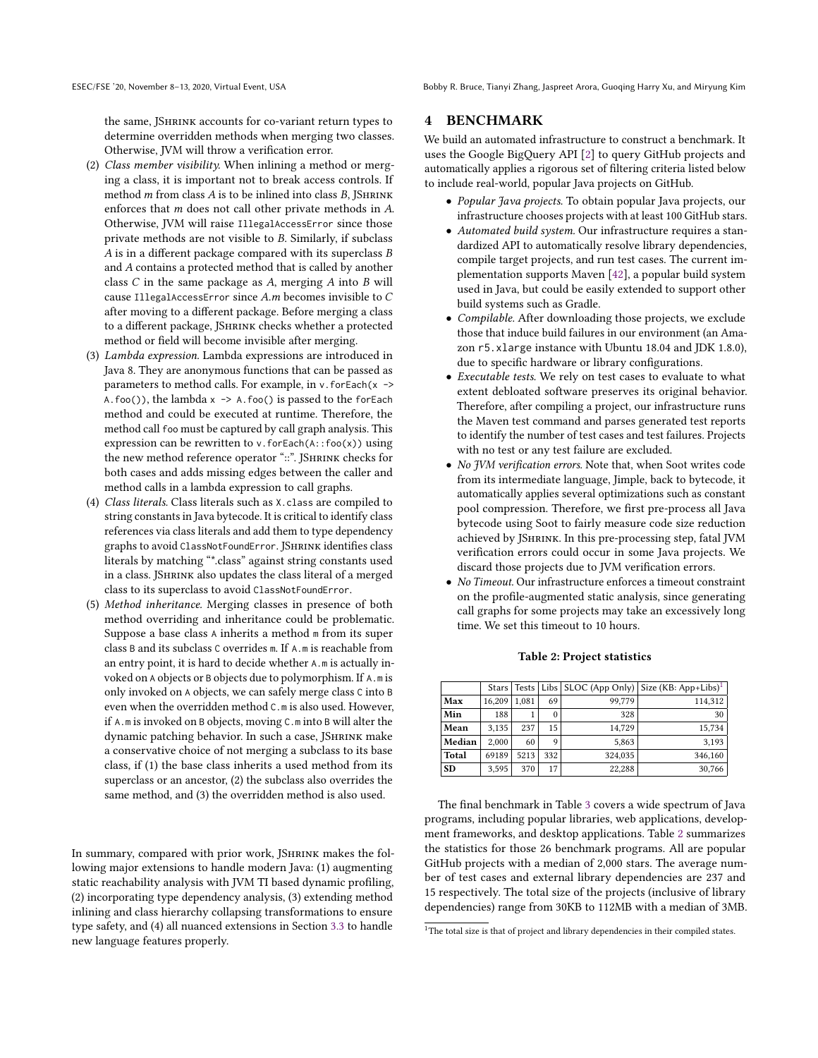the same, JShrink accounts for co-variant return types to determine overridden methods when merging two classes. Otherwise, JVM will throw a verification error.

(2) *Class member visibility.* When inlining a method or merging a class, it is important not to break access controls. If method *m* from class *A* is to be inlined into class *B*, JShrink enforces that *m* does not call other private methods in *A*. Otherwise, JVM will raise `IllegalAccessError` since those private methods are not visible to *B*. Similarly, if subclass *A* is in a different package compared with its superclass *B* and *A* contains a protected method that is called by another class *C* in the same package as *A*, merging *A* into *B* will cause `IllegalAccessError` since *A.m* becomes invisible to *C* after moving to a different package. Before merging a class to a different package, JShrink checks whether a protected method or field will become invisible after merging.

(3) *Lambda expression.* Lambda expressions are introduced in Java 8. They are anonymous functions that can be passed as parameters to method calls. For example, in `v.forEach(x -> A.foo())`, the lambda `x -> A.foo()` is passed to the `forEach` method and could be executed at runtime. Therefore, the method call `foo` must be captured by call graph analysis. This expression can be rewritten to `v.forEach(A::foo(x))` using the new method reference operator "::". JShrink checks for both cases and adds missing edges between the caller and method calls in a lambda expression to call graphs.

(4) *Class literals.* Class literals such as `X.class` are compiled to string constants in Java bytecode. It is critical to identify class references via class literals and add them to type dependency graphs to avoid `ClassNotFoundError`. JShrink identifies class literals by matching "*.class" against string constants used in a class. JShrink also updates the class literal of a merged class to its superclass to avoid `ClassNotFoundError`.

(5) *Method inheritance.* Merging classes in presence of both method overriding and inheritance could be problematic. Suppose a base class `A` inherits a method `m` from its super class `B` and its subclass `C` overrides `m`. If `A.m` is reachable from an entry point, it is hard to decide whether `A.m` is actually invoked on `A` objects or `B` objects due to polymorphism. If `A.m` is only invoked on `A` objects, we can safely merge class `C` into `B` even when the overridden method `C.m` is also used. However, if `A.m` is invoked on `B` objects, moving `C.m` into `B` will alter the dynamic patching behavior. In such a case, JShrink make a conservative choice of not merging a subclass to its base class, if (1) the base class inherits a used method from its superclass or an ancestor, (2) the subclass also overrides the same method, and (3) the overridden method is also used.

In summary, compared with prior work, JShrink makes the following major extensions to handle modern Java: (1) augmenting static reachability analysis with JVM TI based dynamic profiling, (2) incorporating type dependency analysis, (3) extending method inlining and class hierarchy collapsing transformations to ensure type safety, and (4) all nuanced extensions in Section 3.3 to handle new language features properly.

# 4 BENCHMARK

We build an automated infrastructure to construct a benchmark. It uses the Google BigQuery API [2] to query GitHub projects and automatically applies a rigorous set of filtering criteria listed below to include real-world, popular Java projects on GitHub.

- *Popular Java projects.* To obtain popular Java projects, our infrastructure chooses projects with at least 100 GitHub stars.
- *Automated build system.* Our infrastructure requires a standardized API to automatically resolve library dependencies, compile target projects, and run test cases. The current implementation supports Maven [42], a popular build system used in Java, but could be easily extended to support other build systems such as Gradle.
- *Compilable.* After downloading those projects, we exclude those that induce build failures in our environment (an Amazon `r5.xlarge` instance with Ubuntu 18.04 and JDK 1.8.0), due to specific hardware or library configurations.
- *Executable tests.* We rely on test cases to evaluate to what extent debloated software preserves its original behavior. Therefore, after compiling a project, our infrastructure runs the Maven test command and parses generated test reports to identify the number of test cases and test failures. Projects with no test or any test failure are excluded.
- *No JVM verification errors.* Note that, when Soot writes code from its intermediate language, Jimple, back to bytecode, it automatically applies several optimizations such as constant pool compression. Therefore, we first pre-process all Java bytecode using Soot to fairly measure code size reduction achieved by JShrink. In this pre-processing step, fatal JVM verification errors could occur in some Java projects. We discard those projects due to JVM verification errors.
- *No Timeout.* Our infrastructure enforces a timeout constraint on the profile-augmented static analysis, since generating call graphs for some projects may take an excessively long time. We set this timeout to 10 hours.

**Table 2: Project statistics**

| | Stars | Tests | Libs | SLOC (App Only) | Size (KB: App+Libs)[1] |
|---|---|---|---|---|---|
| **Max** | 16,209 | 1,081 | 69 | 99,779 | 114,312 |
| **Min** | 188 | 1 | 0 | 328 | 30 |
| **Mean** | 3,135 | 237 | 15 | 14,729 | 15,734 |
| **Median** | 2,000 | 60 | 9 | 5,863 | 3,193 |
| **Total** | 69189 | 5213 | 332 | 324,035 | 346,160 |
| **SD** | 3,595 | 370 | 17 | 22,288 | 30,766 |

The final benchmark in Table 3 covers a wide spectrum of Java programs, including popular libraries, web applications, development frameworks, and desktop applications. Table 2 summarizes the statistics for those 26 benchmark programs. All are popular GitHub projects with a median of 2,000 stars. The average number of test cases and external library dependencies are 237 and 15 respectively. The total size of the projects (inclusive of library dependencies) range from 30KB to 112MB with a median of 3MB.

[1] The total size is that of project and library dependencies in their compiled states.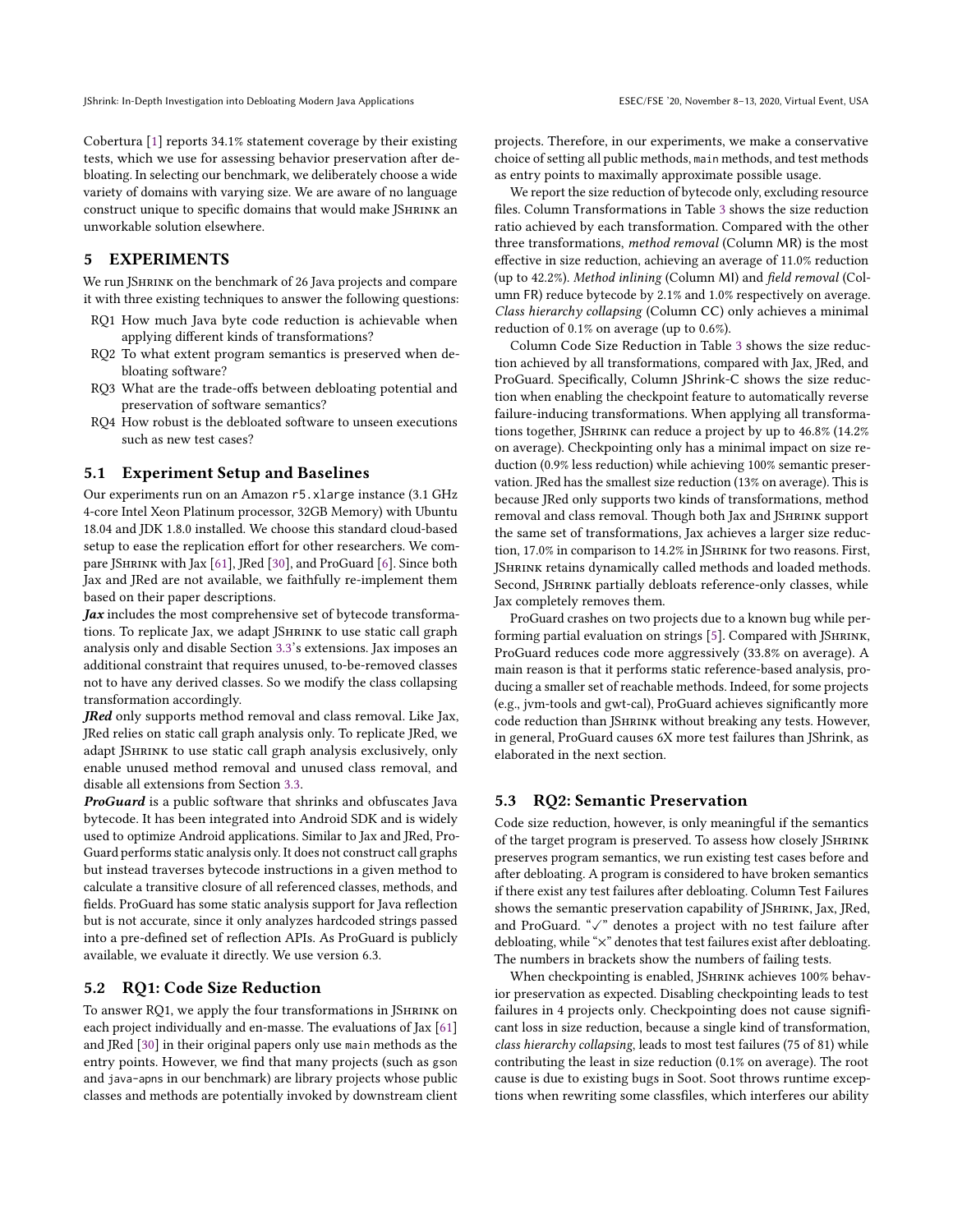Cobertura [1] reports 34.1% statement coverage by their existing tests, which we use for assessing behavior preservation after debloating. In selecting our benchmark, we deliberately choose a wide variety of domains with varying size. We are aware of no language construct unique to specific domains that would make JShrink an unworkable solution elsewhere.

## 5 EXPERIMENTS

We run JShrink on the benchmark of 26 Java projects and compare it with three existing techniques to answer the following questions:

- RQ1 How much Java byte code reduction is achievable when applying different kinds of transformations?
- RQ2 To what extent program semantics is preserved when debloating software?
- RQ3 What are the trade-offs between debloating potential and preservation of software semantics?
- RQ4 How robust is the debloated software to unseen executions such as new test cases?

### 5.1 Experiment Setup and Baselines

Our experiments run on an Amazon `r5.xlarge` instance (3.1 GHz 4-core Intel Xeon Platinum processor, 32GB Memory) with Ubuntu 18.04 and JDK 1.8.0 installed. We choose this standard cloud-based setup to ease the replication effort for other researchers. We compare JShrink with Jax [61], JRed [30], and ProGuard [6]. Since both Jax and JRed are not available, we faithfully re-implement them based on their paper descriptions.

***Jax*** includes the most comprehensive set of bytecode transformations. To replicate Jax, we adapt JShrink to use static call graph analysis only and disable Section 3.3's extensions. Jax imposes an additional constraint that requires unused, to-be-removed classes not to have any derived classes. So we modify the class collapsing transformation accordingly.

***JRed*** only supports method removal and class removal. Like Jax, JRed relies on static call graph analysis only. To replicate JRed, we adapt JShrink to use static call graph analysis exclusively, only enable unused method removal and unused class removal, and disable all extensions from Section 3.3.

***ProGuard*** is a public software that shrinks and obfuscates Java bytecode. It has been integrated into Android SDK and is widely used to optimize Android applications. Similar to Jax and JRed, ProGuard performs static analysis only. It does not construct call graphs but instead traverses bytecode instructions in a given method to calculate a transitive closure of all referenced classes, methods, and fields. ProGuard has some static analysis support for Java reflection but is not accurate, since it only analyzes hardcoded strings passed into a pre-defined set of reflection APIs. As ProGuard is publicly available, we evaluate it directly. We use version 6.3.

### 5.2 RQ1: Code Size Reduction

To answer RQ1, we apply the four transformations in JShrink on each project individually and en-masse. The evaluations of Jax [61] and JRed [30] in their original papers only use `main` methods as the entry points. However, we find that many projects (such as `gson` and `java-apns` in our benchmark) are library projects whose public classes and methods are potentially invoked by downstream client projects. Therefore, in our experiments, we make a conservative choice of setting all public methods, `main` methods, and test methods as entry points to maximally approximate possible usage.

We report the size reduction of bytecode only, excluding resource files. Column Transformations in Table 3 shows the size reduction ratio achieved by each transformation. Compared with the other three transformations, *method removal* (Column MR) is the most effective in size reduction, achieving an average of 11.0% reduction (up to 42.2%). *Method inlining* (Column MI) and *field removal* (Column FR) reduce bytecode by 2.1% and 1.0% respectively on average. *Class hierarchy collapsing* (Column CC) only achieves a minimal reduction of 0.1% on average (up to 0.6%).

Column Code Size Reduction in Table 3 shows the size reduction achieved by all transformations, compared with Jax, JRed, and ProGuard. Specifically, Column JShrink-C shows the size reduction when enabling the checkpoint feature to automatically reverse failure-inducing transformations. When applying all transformations together, JShrink can reduce a project by up to 46.8% (14.2% on average). Checkpointing only has a minimal impact on size reduction (0.9% less reduction) while achieving 100% semantic preservation. JRed has the smallest size reduction (13% on average). This is because JRed only supports two kinds of transformations, method removal and class removal. Though both Jax and JShrink support the same set of transformations, Jax achieves a larger size reduction, 17.0% in comparison to 14.2% in JShrink for two reasons. First, JShrink retains dynamically called methods and loaded methods. Second, JShrink partially debloats reference-only classes, while Jax completely removes them.

ProGuard crashes on two projects due to a known bug while performing partial evaluation on strings [5]. Compared with JShrink, ProGuard reduces code more aggressively (33.8% on average). A main reason is that it performs static reference-based analysis, producing a smaller set of reachable methods. Indeed, for some projects (e.g., jvm-tools and gwt-cal), ProGuard achieves significantly more code reduction than JShrink without breaking any tests. However, in general, ProGuard causes 6X more test failures than JShrink, as elaborated in the next section.

### 5.3 RQ2: Semantic Preservation

Code size reduction, however, is only meaningful if the semantics of the target program is preserved. To assess how closely JShrink preserves program semantics, we run existing test cases before and after debloating. A program is considered to have broken semantics if there exist any test failures after debloating. Column Test Failures shows the semantic preservation capability of JShrink, Jax, JRed, and ProGuard. "✓" denotes a project with no test failure after debloating, while "×" denotes that test failures exist after debloating. The numbers in brackets show the numbers of failing tests.

When checkpointing is enabled, JShrink achieves 100% behavior preservation as expected. Disabling checkpointing leads to test failures in 4 projects only. Checkpointing does not cause significant loss in size reduction, because a single kind of transformation, *class hierarchy collapsing*, leads to most test failures (75 of 81) while contributing the least in size reduction (0.1% on average). The root cause is due to existing bugs in Soot. Soot throws runtime exceptions when rewriting some classfiles, which interferes our ability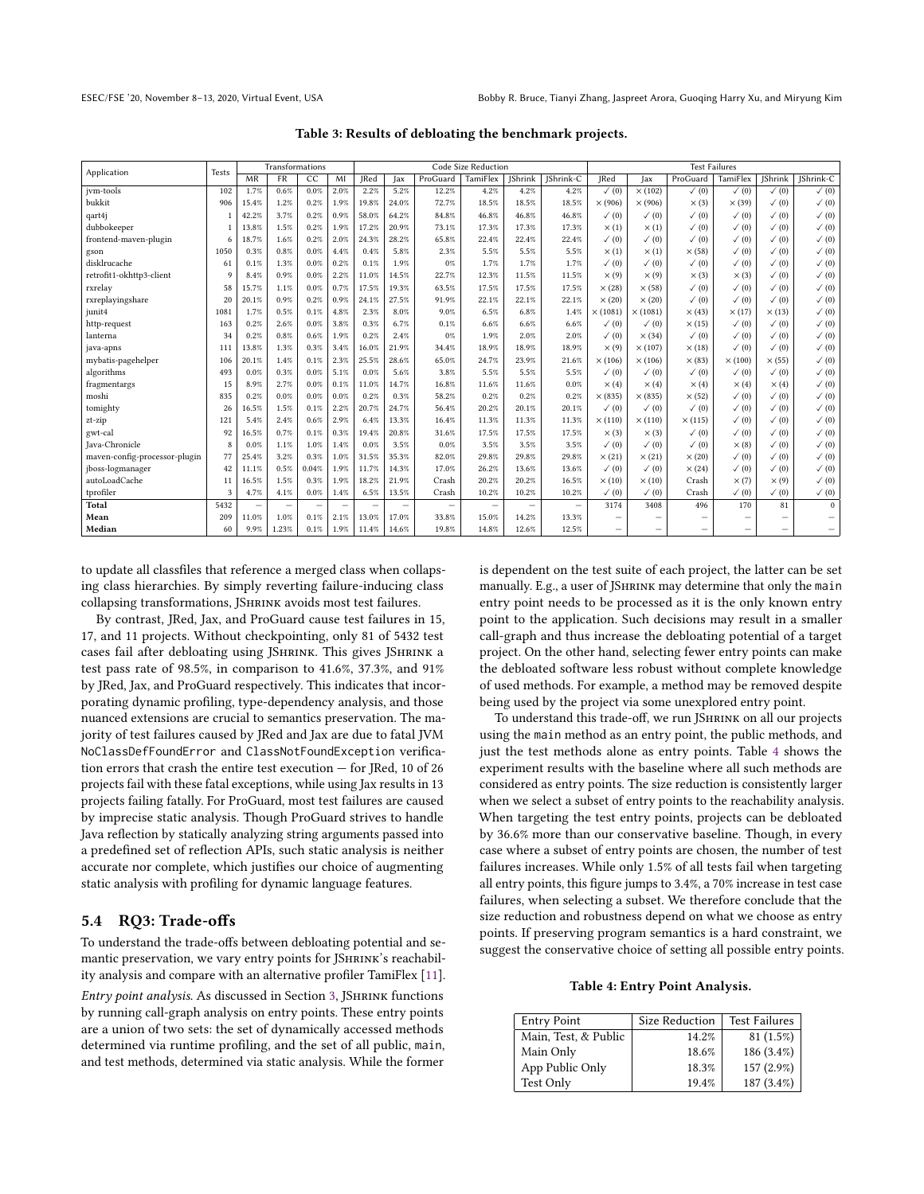**Table 3: Results of debloating the benchmark projects.**

| Application | Tests | Transformations | | | | Code Size Reduction | | | | | | Test Failures | | | | | |
|---|---|---|---|---|---|---|---|---|---|---|---|---|---|---|---|---|---|
| | | MR | FR | CC | MI | JRed | Jax | ProGuard | TamiFlex | JShrink | JShrink-C | JRed | Jax | ProGuard | TamiFlex | JShrink | JShrink-C |
| jvm-tools | 102 | 1.7% | 0.6% | 0.0% | 2.0% | 2.2% | 5.2% | 12.2% | 4.2% | 4.2% | 4.2% | ✓ (0) | × (102) | ✓ (0) | ✓ (0) | ✓ (0) | ✓ (0) |
| bukkit | 906 | 15.4% | 1.2% | 0.2% | 1.9% | 19.8% | 24.0% | 72.7% | 18.5% | 18.5% | 18.5% | × (906) | × (906) | × (3) | × (39) | ✓ (0) | ✓ (0) |
| qart4j | 1 | 42.2% | 3.7% | 0.2% | 0.9% | 58.0% | 64.2% | 84.8% | 46.8% | 46.8% | 46.8% | ✓ (0) | ✓ (0) | ✓ (0) | ✓ (0) | ✓ (0) | ✓ (0) |
| dubbokeeper | 1 | 13.8% | 1.5% | 0.2% | 1.9% | 17.2% | 20.9% | 73.1% | 17.3% | 17.3% | 17.3% | × (1) | × (1) | ✓ (0) | ✓ (0) | ✓ (0) | ✓ (0) |
| frontend-maven-plugin | 6 | 18.7% | 1.6% | 0.2% | 2.0% | 24.3% | 28.2% | 65.8% | 22.4% | 22.4% | 22.4% | ✓ (0) | ✓ (0) | ✓ (0) | ✓ (0) | ✓ (0) | ✓ (0) |
| gson | 1050 | 0.3% | 0.8% | 0.0% | 4.4% | 0.4% | 5.8% | 2.3% | 5.5% | 5.5% | 5.5% | × (1) | × (1) | × (58) | ✓ (0) | ✓ (0) | ✓ (0) |
| disklrucache | 61 | 0.1% | 1.3% | 0.0% | 0.2% | 0.1% | 1.9% | 0% | 1.7% | 1.7% | 1.7% | ✓ (0) | ✓ (0) | ✓ (0) | ✓ (0) | ✓ (0) | ✓ (0) |
| retrofit1-okhttp3-client | 9 | 8.4% | 0.9% | 0.0% | 2.2% | 11.0% | 14.5% | 22.7% | 12.3% | 11.5% | 11.5% | × (9) | × (9) | × (3) | × (3) | ✓ (0) | ✓ (0) |
| rxrelay | 58 | 15.7% | 1.1% | 0.0% | 0.7% | 17.5% | 19.3% | 63.5% | 17.5% | 17.5% | 17.5% | × (28) | × (58) | ✓ (0) | ✓ (0) | ✓ (0) | ✓ (0) |
| rxreplayingshare | 20 | 20.1% | 0.9% | 0.2% | 0.9% | 24.1% | 27.5% | 91.9% | 22.1% | 22.1% | 22.1% | × (20) | × (20) | ✓ (0) | ✓ (0) | ✓ (0) | ✓ (0) |
| junit4 | 1081 | 1.7% | 0.5% | 0.1% | 4.8% | 2.3% | 8.0% | 9.0% | 6.5% | 6.8% | 1.4% | × (1081) | × (1081) | × (43) | × (17) | × (13) | ✓ (0) |
| http-request | 163 | 0.2% | 2.6% | 0.0% | 3.8% | 0.3% | 6.7% | 0.1% | 6.6% | 6.6% | 6.6% | ✓ (0) | ✓ (0) | × (15) | ✓ (0) | ✓ (0) | ✓ (0) |
| lanterna | 34 | 0.2% | 0.8% | 0.6% | 1.9% | 0.2% | 2.4% | 0% | 1.9% | 2.0% | 2.0% | ✓ (0) | × (34) | ✓ (0) | ✓ (0) | ✓ (0) | ✓ (0) |
| java-apns | 111 | 13.8% | 1.3% | 0.3% | 3.4% | 16.0% | 21.9% | 34.4% | 18.9% | 18.9% | 18.9% | × (9) | × (107) | × (18) | ✓ (0) | ✓ (0) | ✓ (0) |
| mybatis-pagehelper | 106 | 20.1% | 1.4% | 0.1% | 2.3% | 25.5% | 28.6% | 65.0% | 24.7% | 23.9% | 21.6% | × (106) | × (106) | × (83) | × (100) | × (55) | ✓ (0) |
| algorithms | 493 | 0.0% | 0.3% | 0.0% | 5.1% | 0.0% | 5.6% | 3.8% | 5.5% | 5.5% | 5.5% | ✓ (0) | ✓ (0) | ✓ (0) | ✓ (0) | ✓ (0) | ✓ (0) |
| fragmentargs | 15 | 8.9% | 2.7% | 0.0% | 0.1% | 11.0% | 14.7% | 16.8% | 11.6% | 11.6% | 0.0% | × (4) | × (4) | × (4) | × (4) | × (4) | ✓ (0) |
| moshi | 835 | 0.2% | 0.0% | 0.0% | 0.0% | 0.2% | 0.3% | 58.2% | 0.2% | 0.2% | 0.2% | × (835) | × (835) | × (52) | ✓ (0) | ✓ (0) | ✓ (0) |
| tomighty | 26 | 16.5% | 1.5% | 0.1% | 2.2% | 20.7% | 24.7% | 56.4% | 20.2% | 20.1% | 20.1% | ✓ (0) | ✓ (0) | ✓ (0) | ✓ (0) | ✓ (0) | ✓ (0) |
| zt-zip | 121 | 5.4% | 2.4% | 0.6% | 2.9% | 6.4% | 13.3% | 16.4% | 11.3% | 11.3% | 11.3% | × (110) | × (110) | × (115) | ✓ (0) | ✓ (0) | ✓ (0) |
| gwt-cal | 92 | 16.5% | 0.7% | 0.1% | 0.3% | 19.4% | 20.8% | 31.6% | 17.5% | 17.5% | 17.5% | × (3) | × (3) | ✓ (0) | ✓ (0) | ✓ (0) | ✓ (0) |
| Java-Chronicle | 8 | 0.0% | 1.1% | 1.0% | 1.4% | 0.0% | 3.5% | 0.0% | 3.5% | 3.5% | 3.5% | ✓ (0) | ✓ (0) | ✓ (0) | × (8) | ✓ (0) | ✓ (0) |
| maven-config-processor-plugin | 77 | 25.4% | 3.2% | 0.3% | 1.0% | 31.5% | 35.3% | 82.0% | 29.8% | 29.8% | 29.8% | × (21) | × (21) | × (20) | ✓ (0) | ✓ (0) | ✓ (0) |
| jboss-logmanager | 42 | 11.1% | 0.5% | 0.04% | 1.9% | 11.7% | 14.3% | 17.0% | 26.2% | 13.6% | 13.6% | ✓ (0) | ✓ (0) | × (24) | ✓ (0) | ✓ (0) | ✓ (0) |
| autoLoadCache | 11 | 16.5% | 1.5% | 0.3% | 1.9% | 18.2% | 21.9% | Crash | 20.2% | 20.2% | 16.5% | × (10) | × (10) | Crash | × (7) | × (9) | ✓ (0) |
| tprofiler | 3 | 4.7% | 4.1% | 0.0% | 1.4% | 6.5% | 13.5% | Crash | 10.2% | 10.2% | 10.2% | ✓ (0) | ✓ (0) | Crash | ✓ (0) | ✓ (0) | ✓ (0) |
| **Total** | 5432 | – | – | – | – | – | – | – | – | – | – | 3174 | 3408 | 496 | 170 | 81 | 0 |
| **Mean** | 209 | 11.0% | 1.0% | 0.1% | 2.1% | 13.0% | 17.0% | 33.8% | 15.0% | 14.2% | 13.3% | – | – | – | – | – | – |
| **Median** | 60 | 9.9% | 1.23% | 0.1% | 1.9% | 11.4% | 14.6% | 19.8% | 14.8% | 12.6% | 12.5% | – | – | – | – | – | – |

to update all classfiles that reference a merged class when collapsing class hierarchies. By simply reverting failure-inducing class collapsing transformations, JShrink avoids most test failures.

By contrast, JRed, Jax, and ProGuard cause test failures in 15, 17, and 11 projects. Without checkpointing, only 81 of 5432 test cases fail after debloating using JShrink. This gives JShrink a test pass rate of 98.5%, in comparison to 41.6%, 37.3%, and 91% by JRed, Jax, and ProGuard respectively. This indicates that incorporating dynamic profiling, type-dependency analysis, and those nuanced extensions are crucial to semantics preservation. The majority of test failures caused by JRed and Jax are due to fatal JVM `NoClassDefFoundError` and `ClassNotFoundException` verification errors that crash the entire test execution — for JRed, 10 of 26 projects fail with these fatal exceptions, while using Jax results in 13 projects failing fatally. For ProGuard, most test failures are caused by imprecise static analysis. Though ProGuard strives to handle Java reflection by statically analyzing string arguments passed into a predefined set of reflection APIs, such static analysis is neither accurate nor complete, which justifies our choice of augmenting static analysis with profiling for dynamic language features.

### 5.4 RQ3: Trade-offs

To understand the trade-offs between debloating potential and semantic preservation, we vary entry points for JShrink's reachability analysis and compare with an alternative profiler TamiFlex [11].

*Entry point analysis.* As discussed in Section 3, JShrink functions by running call-graph analysis on entry points. These entry points are a union of two sets: the set of dynamically accessed methods determined via runtime profiling, and the set of all public, `main`, and test methods, determined via static analysis. While the former is dependent on the test suite of each project, the latter can be set manually. E.g., a user of JShrink may determine that only the `main` entry point needs to be processed as it is the only known entry point to the application. Such decisions may result in a smaller call-graph and thus increase the debloating potential of a target project. On the other hand, selecting fewer entry points can make the debloated software less robust without complete knowledge of used methods. For example, a method may be removed despite being used by the project via some unexplored entry point.

To understand this trade-off, we run JShrink on all our projects using the `main` method as an entry point, the public methods, and just the test methods alone as entry points. Table 4 shows the experiment results with the baseline where all such methods are considered as entry points. The size reduction is consistently larger when we select a subset of entry points to the reachability analysis. When targeting the test entry points, projects can be debloated by 36.6% more than our conservative baseline. Though, in every case where a subset of entry points are chosen, the number of test failures increases. While only 1.5% of all tests fail when targeting all entry points, this figure jumps to 3.4%, a 70% increase in test case failures, when selecting a subset. We therefore conclude that the size reduction and robustness depend on what we choose as entry points. If preserving program semantics is a hard constraint, we suggest the conservative choice of setting all possible entry points.

**Table 4: Entry Point Analysis.**

| Entry Point | Size Reduction | Test Failures |
|---|---|---|
| Main, Test, & Public | 14.2% | 81 (1.5%) |
| Main Only | 18.6% | 186 (3.4%) |
| App Public Only | 18.3% | 157 (2.9%) |
| Test Only | 19.4% | 187 (3.4%) |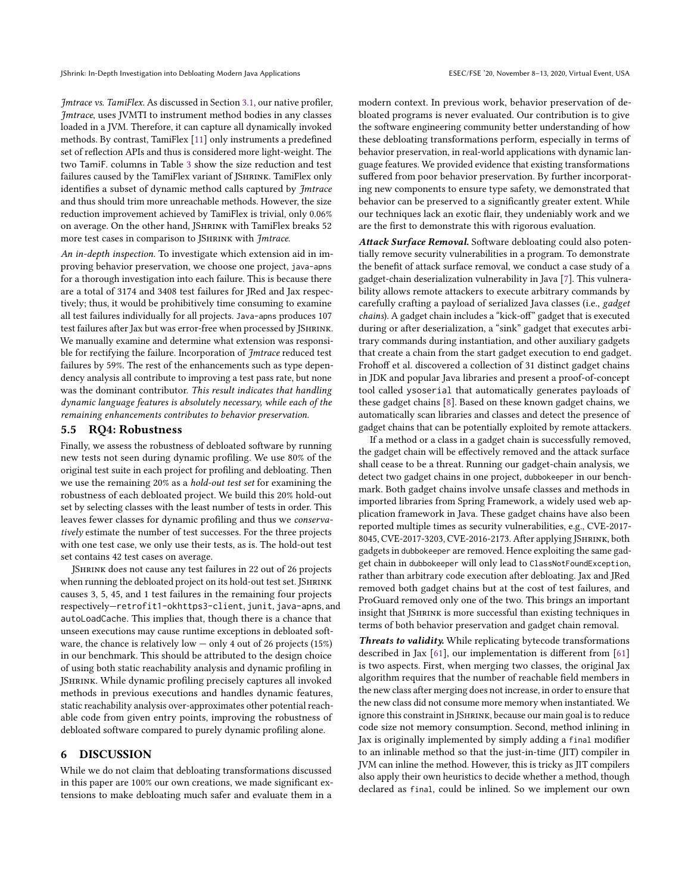*Jmtrace vs. TamiFlex.* As discussed in Section 3.1, our native profiler, *Jmtrace*, uses JVMTI to instrument method bodies in any classes loaded in a JVM. Therefore, it can capture all dynamically invoked methods. By contrast, TamiFlex [11] only instruments a predefined set of reflection APIs and thus is considered more light-weight. The two TamiF. columns in Table 3 show the size reduction and test failures caused by the TamiFlex variant of JShrink. TamiFlex only identifies a subset of dynamic method calls captured by *Jmtrace* and thus should trim more unreachable methods. However, the size reduction improvement achieved by TamiFlex is trivial, only 0.06% on average. On the other hand, JShrink with TamiFlex breaks 52 more test cases in comparison to JShrink with *Jmtrace*.

*An in-depth inspection.* To investigate which extension aid in improving behavior preservation, we choose one project, java-apns for a thorough investigation into each failure. This is because there are a total of 3174 and 3408 test failures for JRed and Jax respectively; thus, it would be prohibitively time consuming to examine all test failures individually for all projects. Java-apns produces 107 test failures after Jax but was error-free when processed by JShrink. We manually examine and determine what extension was responsible for rectifying the failure. Incorporation of *Jmtrace* reduced test failures by 59%. The rest of the enhancements such as type dependency analysis all contribute to improving a test pass rate, but none was the dominant contributor. *This result indicates that handling dynamic language features is absolutely necessary, while each of the remaining enhancements contributes to behavior preservation.*

## 5.5 RQ4: Robustness

Finally, we assess the robustness of debloated software by running new tests not seen during dynamic profiling. We use 80% of the original test suite in each project for profiling and debloating. Then we use the remaining 20% as a *hold-out test set* for examining the robustness of each debloated project. We build this 20% hold-out set by selecting classes with the least number of tests in order. This leaves fewer classes for dynamic profiling and thus we *conservatively* estimate the number of test successes. For the three projects with one test case, we only use their tests, as is. The hold-out test set contains 42 test cases on average.

JShrink does not cause any test failures in 22 out of 26 projects when running the debloated project on its hold-out test set. JShrink causes 3, 5, 45, and 1 test failures in the remaining four projects respectively—retrofit1-okhttps3-client, junit, java-apns, and autoLoadCache. This implies that, though there is a chance that unseen executions may cause runtime exceptions in debloated software, the chance is relatively low — only 4 out of 26 projects (15%) in our benchmark. This should be attributed to the design choice of using both static reachability analysis and dynamic profiling in JShrink. While dynamic profiling precisely captures all invoked methods in previous executions and handles dynamic features, static reachability analysis over-approximates other potential reachable code from given entry points, improving the robustness of debloated software compared to purely dynamic profiling alone.

# 6 DISCUSSION

While we do not claim that debloating transformations discussed in this paper are 100% our own creations, we made significant extensions to make debloating much safer and evaluate them in a modern context. In previous work, behavior preservation of debloated programs is never evaluated. Our contribution is to give the software engineering community better understanding of how these debloating transformations perform, especially in terms of behavior preservation, in real-world applications with dynamic language features. We provided evidence that existing transformations suffered from poor behavior preservation. By further incorporating new components to ensure type safety, we demonstrated that behavior can be preserved to a significantly greater extent. While our techniques lack an exotic flair, they undeniably work and we are the first to demonstrate this with rigorous evaluation.

***Attack Surface Removal.*** Software debloating could also potentially remove security vulnerabilities in a program. To demonstrate the benefit of attack surface removal, we conduct a case study of a gadget-chain deserialization vulnerability in Java [7]. This vulnerability allows remote attackers to execute arbitrary commands by carefully crafting a payload of serialized Java classes (i.e., *gadget chains*). A gadget chain includes a "kick-off" gadget that is executed during or after deserialization, a "sink" gadget that executes arbitrary commands during instantiation, and other auxiliary gadgets that create a chain from the start gadget execution to end gadget. Frohoff et al. discovered a collection of 31 distinct gadget chains in JDK and popular Java libraries and present a proof-of-concept tool called ysoserial that automatically generates payloads of these gadget chains [8]. Based on these known gadget chains, we automatically scan libraries and classes and detect the presence of gadget chains that can be potentially exploited by remote attackers.

If a method or a class in a gadget chain is successfully removed, the gadget chain will be effectively removed and the attack surface shall cease to be a threat. Running our gadget-chain analysis, we detect two gadget chains in one project, dubbokeeper in our benchmark. Both gadget chains involve unsafe classes and methods in imported libraries from Spring Framework, a widely used web application framework in Java. These gadget chains have also been reported multiple times as security vulnerabilities, e.g., CVE-2017-8045, CVE-2017-3203, CVE-2016-2173. After applying JShrink, both gadgets in dubbokeeper are removed. Hence exploiting the same gadget chain in dubbokeeper will only lead to ClassNotFoundException, rather than arbitrary code execution after debloating. Jax and JRed removed both gadget chains but at the cost of test failures, and ProGuard removed only one of the two. This brings an important insight that JShrink is more successful than existing techniques in terms of both behavior preservation and gadget chain removal.

***Threats to validity.*** While replicating bytecode transformations described in Jax [61], our implementation is different from [61] is two aspects. First, when merging two classes, the original Jax algorithm requires that the number of reachable field members in the new class after merging does not increase, in order to ensure that the new class did not consume more memory when instantiated. We ignore this constraint in JShrink, because our main goal is to reduce code size not memory consumption. Second, method inlining in Jax is originally implemented by simply adding a final modifier to an inlinable method so that the just-in-time (JIT) compiler in JVM can inline the method. However, this is tricky as JIT compilers also apply their own heuristics to decide whether a method, though declared as final, could be inlined. So we implement our own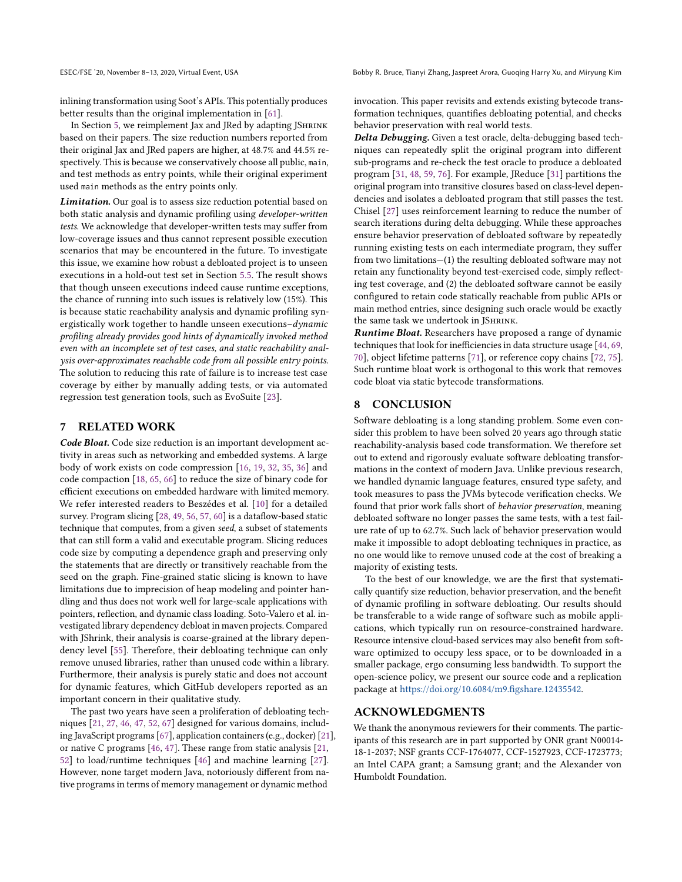inlining transformation using Soot's APIs. This potentially produces better results than the original implementation in [61].

In Section 5, we reimplement Jax and JRed by adapting JShrink based on their papers. The size reduction numbers reported from their original Jax and JRed papers are higher, at 48.7% and 44.5% respectively. This is because we conservatively choose all public, `main`, and test methods as entry points, while their original experiment used `main` methods as the entry points only.

***Limitation.*** Our goal is to assess size reduction potential based on both static analysis and dynamic profiling using *developer-written tests*. We acknowledge that developer-written tests may suffer from low-coverage issues and thus cannot represent possible execution scenarios that may be encountered in the future. To investigate this issue, we examine how robust a debloated project is to unseen executions in a hold-out test set in Section 5.5. The result shows that though unseen executions indeed cause runtime exceptions, the chance of running into such issues is relatively low (15%). This is because static reachability analysis and dynamic profiling synergistically work together to handle unseen executions–*dynamic profiling already provides good hints of dynamically invoked method even with an incomplete set of test cases, and static reachability analysis over-approximates reachable code from all possible entry points.* The solution to reducing this rate of failure is to increase test case coverage by either by manually adding tests, or via automated regression test generation tools, such as EvoSuite [23].

## 7 RELATED WORK

***Code Bloat.*** Code size reduction is an important development activity in areas such as networking and embedded systems. A large body of work exists on code compression [16, 19, 32, 35, 36] and code compaction [18, 65, 66] to reduce the size of binary code for efficient executions on embedded hardware with limited memory. We refer interested readers to Beszédes et al. [10] for a detailed survey. Program slicing [28, 49, 56, 57, 60] is a dataflow-based static technique that computes, from a given *seed*, a subset of statements that can still form a valid and executable program. Slicing reduces code size by computing a dependence graph and preserving only the statements that are directly or transitively reachable from the seed on the graph. Fine-grained static slicing is known to have limitations due to imprecision of heap modeling and pointer handling and thus does not work well for large-scale applications with pointers, reflection, and dynamic class loading. Soto-Valero et al. investigated library dependency debloat in maven projects. Compared with JShrink, their analysis is coarse-grained at the library dependency level [55]. Therefore, their debloating technique can only remove unused libraries, rather than unused code within a library. Furthermore, their analysis is purely static and does not account for dynamic features, which GitHub developers reported as an important concern in their qualitative study.

The past two years have seen a proliferation of debloating techniques [21, 27, 46, 47, 52, 67] designed for various domains, including JavaScript programs [67], application containers (e.g., docker) [21], or native C programs [46, 47]. These range from static analysis [21, 52] to load/runtime techniques [46] and machine learning [27]. However, none target modern Java, notoriously different from native programs in terms of memory management or dynamic method invocation. This paper revisits and extends existing bytecode transformation techniques, quantifies debloating potential, and checks behavior preservation with real world tests.

***Delta Debugging.*** Given a test oracle, delta-debugging based techniques can repeatedly split the original program into different sub-programs and re-check the test oracle to produce a debloated program [31, 48, 59, 76]. For example, JReduce [31] partitions the original program into transitive closures based on class-level dependencies and isolates a debloated program that still passes the test. Chisel [27] uses reinforcement learning to reduce the number of search iterations during delta debugging. While these approaches ensure behavior preservation of debloated software by repeatedly running existing tests on each intermediate program, they suffer from two limitations—(1) the resulting debloated software may not retain any functionality beyond test-exercised code, simply reflecting test coverage, and (2) the debloated software cannot be easily configured to retain code statically reachable from public APIs or main method entries, since designing such oracle would be exactly the same task we undertook in JShrink.

***Runtime Bloat.*** Researchers have proposed a range of dynamic techniques that look for inefficiencies in data structure usage [44, 69, 70], object lifetime patterns [71], or reference copy chains [72, 75]. Such runtime bloat work is orthogonal to this work that removes code bloat via static bytecode transformations.

## 8 CONCLUSION

Software debloating is a long standing problem. Some even consider this problem to have been solved 20 years ago through static reachability-analysis based code transformation. We therefore set out to extend and rigorously evaluate software debloating transformations in the context of modern Java. Unlike previous research, we handled dynamic language features, ensured type safety, and took measures to pass the JVMs bytecode verification checks. We found that prior work falls short of *behavior preservation*, meaning debloated software no longer passes the same tests, with a test failure rate of up to 62.7%. Such lack of behavior preservation would make it impossible to adopt debloating techniques in practice, as no one would like to remove unused code at the cost of breaking a majority of existing tests.

To the best of our knowledge, we are the first that systematically quantify size reduction, behavior preservation, and the benefit of dynamic profiling in software debloating. Our results should be transferable to a wide range of software such as mobile applications, which typically run on resource-constrained hardware. Resource intensive cloud-based services may also benefit from software optimized to occupy less space, or to be downloaded in a smaller package, ergo consuming less bandwidth. To support the open-science policy, we present our source code and a replication package at https://doi.org/10.6084/m9.figshare.12435542.

## ACKNOWLEDGMENTS

We thank the anonymous reviewers for their comments. The participants of this research are in part supported by ONR grant N00014-18-1-2037; NSF grants CCF-1764077, CCF-1527923, CCF-1723773; an Intel CAPA grant; a Samsung grant; and the Alexander von Humboldt Foundation.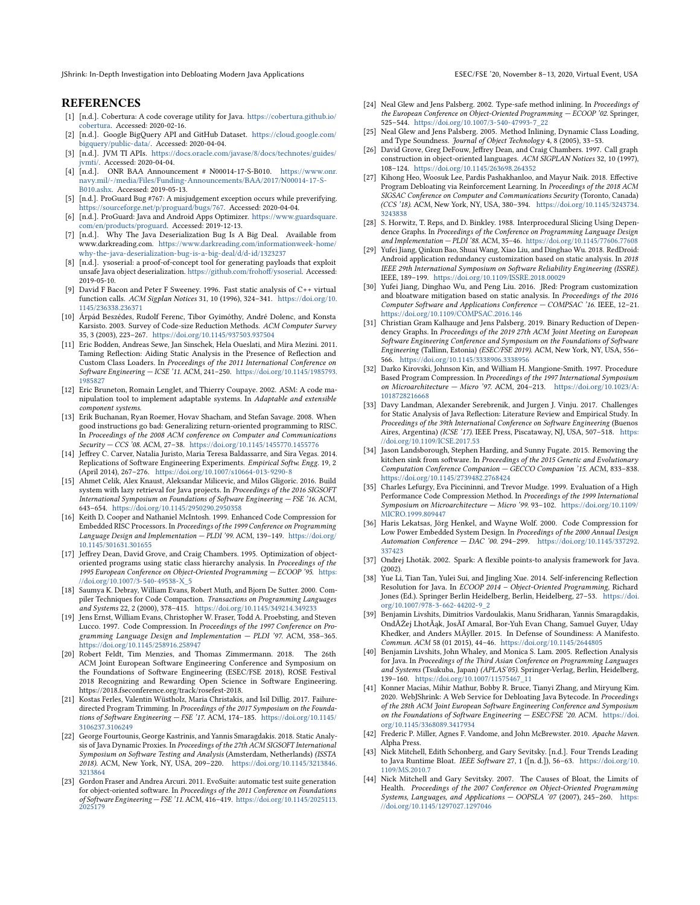# REFERENCES

[1] [n.d.]. Cobertura: A code coverage utility for Java. https://cobertura.github.io/cobertura. Accessed: 2020-02-16.

[2] [n.d.]. Google BigQuery API and GitHub Dataset. https://cloud.google.com/bigquery/public-data/. Accessed: 2020-04-04.

[3] [n.d.]. JVM TI APIs. https://docs.oracle.com/javase/8/docs/technotes/guides/jvmti/. Accessed: 2020-04-04.

[4] [n.d.]. ONR BAA Announcement # N00014-17-S-B010. https://www.onr.navy.mil/-/media/Files/Funding-Announcements/BAA/2017/N00014-17-S-B010.ashx. Accessed: 2019-05-13.

[5] [n.d.]. ProGuard Bug #767: A misjudgement exception occurs while preverifying. https://sourceforge.net/p/proguard/bugs/767. Accessed: 2020-04-04.

[6] [n.d.]. ProGuard: Java and Android Apps Optimizer. https://www.guardsquare.com/en/products/proguard. Accessed: 2019-12-13.

[7] [n.d.]. Why The Java Deserialization Bug Is A Big Deal. Available from www.darkreading.com. https://www.darkreading.com/informationweek-home/why-the-java-deserialization-bug-is-a-big-deal/d/d-id/1323237

[8] [n.d.]. ysoserial: a proof-of-concept tool for generating payloads that exploit unsafe Java object deserialization. https://github.com/frohoff/ysoserial. Accessed: 2019-05-10.

[9] David F Bacon and Peter F Sweeney. 1996. Fast static analysis of C++ virtual function calls. *ACM Sigplan Notices* 31, 10 (1996), 324–341. https://doi.org/10.1145/236338.236371

[10] Árpád Beszédes, Rudolf Ferenc, Tibor Gyimóthy, André Dolenc, and Konsta Karsisto. 2003. Survey of Code-size Reduction Methods. *ACM Computer Survey* 35, 3 (2003), 223–267. https://doi.org/10.1145/937503.937504

[11] Eric Bodden, Andreas Sewe, Jan Sinschek, Hela Oueslati, and Mira Mezini. 2011. Taming Reflection: Aiding Static Analysis in the Presence of Reflection and Custom Class Loaders. In *Proceedings of the 2011 International Conference on Software Engineering — ICSE '11*. ACM, 241–250. https://doi.org/10.1145/1985793.1985827

[12] Eric Bruneton, Romain Lenglet, and Thierry Coupaye. 2002. ASM: A code manipulation tool to implement adaptable systems. In *Adaptable and extensible component systems*.

[13] Erik Buchanan, Ryan Roemer, Hovav Shacham, and Stefan Savage. 2008. When good instructions go bad: Generalizing return-oriented programming to RISC. In *Proceedings of the 2008 ACM conference on Computer and communications Security — CCS '08*. ACM, 27–38. https://doi.org/10.1145/1455770.1455776

[14] Jeffrey C. Carver, Natalia Juristo, Maria Teresa Baldassarre, and Sira Vegas. 2014. Replications of Software Engineering Experiments. *Empirical Softw. Engg.* 19, 2 (April 2014), 267–276. https://doi.org/10.1007/s10664-013-9290-8

[15] Ahmet Celik, Alex Knaust, Aleksandar Milicevic, and Milos Gligoric. 2016. Build system with lazy retrieval for Java projects. In *Proceedings of the 2016 SIGSOFT International Symposium on Foundations of Software Engineering — FSE '16*. ACM, 643–654. https://doi.org/10.1145/2950290.2950358

[16] Keith D. Cooper and Nathaniel McIntosh. 1999. Enhanced Code Compression for Embedded RISC Processors. In *Proceedings of the 1999 Conference on Programming Language Design and Implementation — PLDI '99*. ACM, 139–149. https://doi.org/10.1145/301631.301655

[17] Jeffrey Dean, David Grove, and Craig Chambers. 1995. Optimization of object-oriented programs using static class hierarchy analysis. In *Proceedings of the 1995 European Conference on Object-Oriented Programming — ECOOP '95*. https://doi.org/10.1007/3-540-49538-X_5

[18] Saumya K. Debray, William Evans, Robert Muth, and Bjorn De Sutter. 2000. Compiler Techniques for Code Compaction. *Transactions on Programming Languages and Systems* 22, 2 (2000), 378–415. https://doi.org/10.1145/349214.349233

[19] Jens Ernst, William Evans, Christopher W. Fraser, Todd A. Proebsting, and Steven Lucco. 1997. Code Compression. In *Proceedings of the 1997 Conference on Programming Language Design and Implementation — PLDI '97*. ACM, 358–365. https://doi.org/10.1145/258916.258947

[20] Robert Feldt, Tim Menzies, and Thomas Zimmermann. 2018. The 26th ACM Joint European Software Engineering Conference and Symposium on the Foundations of Software Engineering (ESEC/FSE 2018), ROSE Festival 2018 Recognizing and Rewarding Open Science in Software Engineering. https://2018.fseconference.org/track/rosefest-2018.

[21] Kostas Ferles, Valentin Wüstholz, Maria Christakis, and Isil Dillig. 2017. Failure-directed Program Trimming. In *Proceedings of the 2017 Symposium on the Foundations of Software Engineering — FSE '17*. ACM, 174–185. https://doi.org/10.1145/3106237.3106249

[22] George Fourtounis, George Kastrinis, and Yannis Smaragdakis. 2018. Static Analysis of Java Dynamic Proxies. In *Proceedings of the 27th ACM SIGSOFT International Symposium on Software Testing and Analysis* (Amsterdam, Netherlands) *(ISSTA 2018)*. ACM, New York, NY, USA, 209–220. https://doi.org/10.1145/3213846.3213864

[23] Gordon Fraser and Andrea Arcuri. 2011. EvoSuite: automatic test suite generation for object-oriented software. In *Proceedings of the 2011 Conference on Foundations of Software Engineering — FSE '11*. ACM, 416–419. https://doi.org/10.1145/2025113.2025179

[24] Neal Glew and Jens Palsberg. 2002. Type-safe method inlining. In *Proceedings of the European Conference on Object-Oriented Programming — ECOOP '02*. Springer, 525–544. https://doi.org/10.1007/3-540-47993-7_22

[25] Neal Glew and Jens Palsberg. 2005. Method Inlining, Dynamic Class Loading, and Type Soundness. *Journal of Object Technology* 4, 8 (2005), 33–53.

[26] David Grove, Greg DeFouw, Jeffrey Dean, and Craig Chambers. 1997. Call graph construction in object-oriented languages. *ACM SIGPLAN Notices* 32, 10 (1997), 108–124. https://doi.org/10.1145/263698.264352

[27] Kihong Heo, Woosuk Lee, Pardis Pashakhanloo, and Mayur Naik. 2018. Effective Program Debloating via Reinforcement Learning. In *Proceedings of the 2018 ACM SIGSAC Conference on Computer and Communications Security* (Toronto, Canada) *(CCS '18)*. ACM, New York, NY, USA, 380–394. https://doi.org/10.1145/3243734.3243838

[28] S. Horwitz, T. Reps, and D. Binkley. 1988. Interprocedural Slicing Using Dependence Graphs. In *Proceedings of the Conference on Programming Language Design and Implementation — PLDI '88*. ACM, 35–46. https://doi.org/10.1145/77606.77608

[29] Yufei Jiang, Qinkun Bao, Shuai Wang, Xiao Liu, and Dinghao Wu. 2018. RedDroid: Android application redundancy customization based on static analysis. In *2018 IEEE 29th International Symposium on Software Reliability Engineering (ISSRE)*. IEEE, 189–199. https://doi.org/10.1109/ISSRE.2018.00029

[30] Yufei Jiang, Dinghao Wu, and Peng Liu. 2016. JRed: Program customization and bloatware mitigation based on static analysis. In *Proceedings of the 2016 Computer Software and Applications Conference — COMPSAC '16*. IEEE, 12–21. https://doi.org/10.1109/COMPSAC.2016.146

[31] Christian Gram Kalhauge and Jens Palsberg. 2019. Binary Reduction of Dependency Graphs. In *Proceedings of the 2019 27th ACM Joint Meeting on European Software Engineering Conference and Symposium on the Foundations of Software Engineering* (Tallinn, Estonia) *(ESEC/FSE 2019)*. ACM, New York, NY, USA, 556–566. https://doi.org/10.1145/3338906.3338956

[32] Darko Kirovski, Johnson Kin, and William H. Mangione-Smith. 1997. Procedure Based Program Compression. In *Proceedings of the 1997 International Symposium on Microarchitecture — Micro '97*. ACM, 204–213. https://doi.org/10.1023/A:1018728216668

[33] Davy Landman, Alexander Serebrenik, and Jurgen J. Vinju. 2017. Challenges for Static Analysis of Java Reflection: Literature Review and Empirical Study. In *Proceedings of the 39th International Conference on Software Engineering* (Buenos Aires, Argentina) *(ICSE '17)*. IEEE Press, Piscataway, NJ, USA, 507–518. https://doi.org/10.1109/ICSE.2017.53

[34] Jason Landsborough, Stephen Harding, and Sunny Fugate. 2015. Removing the kitchen sink from software. In *Proceedings of the 2015 Genetic and Evolutionary Computation Conference Companion — GECCO Companion '15*. ACM, 833–838. https://doi.org/10.1145/2739482.2768424

[35] Charles Lefurgy, Eva Piccininni, and Trevor Mudge. 1999. Evaluation of a High Performance Code Compression Method. In *Proceedings of the 1999 International Symposium on Microarchitecture — Micro '99*. 93–102. https://doi.org/10.1109/MICRO.1999.809447

[36] Haris Lekatsas, Jörg Henkel, and Wayne Wolf. 2000. Code Compression for Low Power Embedded System Design. In *Proceedings of the 2000 Annual Design Automation Conference — DAC '00*. 294–299. https://doi.org/10.1145/337292.337423

[37] Ondrej Lhoták. 2002. Spark: A flexible points-to analysis framework for Java. (2002).

[38] Yue Li, Tian Tan, Yulei Sui, and Jingling Xue. 2014. Self-inferencing Reflection Resolution for Java. In *ECOOP 2014 – Object-Oriented Programming*, Richard Jones (Ed.). Springer Berlin Heidelberg, Berlin, Heidelberg, 27–53. https://doi.org/10.1007/978-3-662-44202-9_2

[39] Benjamin Livshits, Dimitrios Vardoulakis, Manu Sridharan, Yannis Smaragdakis, OndĂŽej LhotĂąk, JosĂľ Amaral, Bor-Yuh Evan Chang, Samuel Guyer, Uday Khedker, and Anders MĂÿller. 2015. In Defense of Soundiness: A Manifesto. *Commun. ACM* 58 (01 2015), 44–46. https://doi.org/10.1145/2644805

[40] Benjamin Livshits, John Whaley, and Monica S. Lam. 2005. Reflection Analysis for Java. In *Proceedings of the Third Asian Conference on Programming Languages and Systems* (Tsukuba, Japan) *(APLAS'05)*. Springer-Verlag, Berlin, Heidelberg, 139–160. https://doi.org/10.1007/11575467_11

[41] Konner Macias, Mihir Mathur, Bobby R. Bruce, Tianyi Zhang, and Miryung Kim. 2020. WebJShrink: A Web Service for Debloating Java Bytecode. In *Proceedings of the 28th ACM Joint European Software Engineering Conference and Symposium on the Foundations of Software Engineering — ESEC/FSE '20*. ACM. https://doi.org/10.1145/3368089.3417934

[42] Frederic P. Miller, Agnes F. Vandome, and John McBrewster. 2010. *Apache Maven*. Alpha Press.

[43] Nick Mitchell, Edith Schonberg, and Gary Sevitsky. [n.d.]. Four Trends Leading to Java Runtime Bloat. *IEEE Software* 27, 1 ([n. d.]), 56–63. https://doi.org/10.1109/MS.2010.7

[44] Nick Mitchell and Gary Sevitsky. 2007. The Causes of Bloat, the Limits of Health. *Proceedings of the 2007 Conference on Object-Oriented Programming Systems, Languages, and Applications — OOPSLA '07* (2007), 245–260. https://doi.org/10.1145/1297027.1297046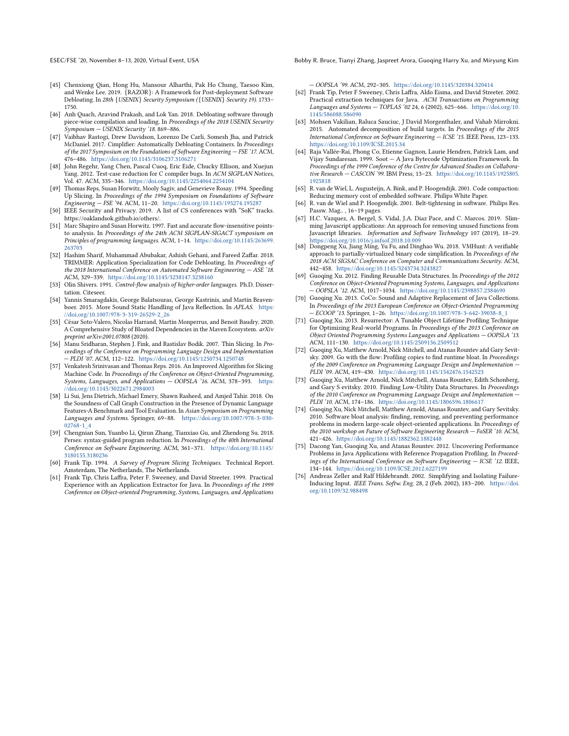[45] Chenxiong Qian, Hong Hu, Mansour Alharthi, Pak Ho Chung, Taesoo Kim, and Wenke Lee. 2019. {RAZOR}: A Framework for Post-deployment Software Debloating. In *28th {USENIX} Security Symposium ({USENIX} Security 19)*. 1733–1750.

[46] Anh Quach, Aravind Prakash, and Lok Yan. 2018. Debloating software through piece-wise compilation and loading. In *Proceedings of the 2018 USENIX Security Symposium — USENIX Security '18*. 869–886.

[47] Vaibhav Rastogi, Drew Davidson, Lorenzo De Carli, Somesh Jha, and Patrick McDaniel. 2017. Cimplifier: Automatically Debloating Containers. In *Proceedings of the 2017 Symposium on the Foundations of Software Engineering — FSE '17*. ACM, 476–486. https://doi.org/10.1145/3106237.3106271

[48] John Regehr, Yang Chen, Pascal Cuoq, Eric Eide, Chucky Ellison, and Xuejun Yang. 2012. Test-case reduction for C compiler bugs. In *ACM SIGPLAN Notices*, Vol. 47. ACM, 335–346. https://doi.org/10.1145/2254064.2254104

[49] Thomas Reps, Susan Horwitz, Mooly Sagiv, and Genevieve Rosay. 1994. Speeding Up Slicing. In *Proceedings of the 1994 Symposium on Foundations of Software Engineering — FSE '94*. ACM, 11–20. https://doi.org/10.1145/195274.195287

[50] IEEE Security and Privacy. 2019. A list of CS conferences with "SoK" tracks. https://oaklandsok.github.io/others/.

[51] Marc Shapiro and Susan Horwitz. 1997. Fast and accurate flow-insensitive points-to analysis. In *Proceedings of the 24th ACM SIGPLAN-SIGACT symposium on Principles of programming languages*. ACM, 1–14. https://doi.org/10.1145/263699.263703

[52] Hashim Sharif, Muhammad Abubakar, Ashish Gehani, and Fareed Zaffar. 2018. TRIMMER: Application Specialization for Code Debloating. In *Proceedings of the 2018 International Conference on Automated Software Engineering — ASE '18*. ACM, 329–339. https://doi.org/10.1145/3238147.3238160

[53] Olin Shivers. 1991. *Control-flow analysis of higher-order languages*. Ph.D. Dissertation. Citeseer.

[54] Yannis Smaragdakis, George Balatsouras, George Kastrinis, and Martin Bravenboer. 2015. More Sound Static Handling of Java Reflection. In *APLAS*. https://doi.org/10.1007/978-3-319-26529-2_26

[55] César Soto-Valero, Nicolas Harrand, Martin Monperrus, and Benoit Baudry. 2020. A Comprehensive Study of Bloated Dependencies in the Maven Ecosystem. *arXiv preprint arXiv:2001.07808* (2020).

[56] Manu Sridharan, Stephen J. Fink, and Rastislav Bodik. 2007. Thin Slicing. In *Proceedings of the Conference on Programming Language Design and Implementation — PLDI '07*. ACM, 112–122. https://doi.org/10.1145/1250734.1250748

[57] Venkatesh Srinivasan and Thomas Reps. 2016. An Improved Algorithm for Slicing Machine Code. In *Proceedings of the Conference on Object-Oriented Programming, Systems, Languages, and Applications — OOPSLA '16*. ACM, 378–393. https://doi.org/10.1145/3022671.2984003

[58] Li Sui, Jens Dietrich, Michael Emery, Shawn Rasheed, and Amjed Tahir. 2018. On the Soundness of Call Graph Construction in the Presence of Dynamic Language Features-A Benchmark and Tool Evaluation. In *Asian Symposium on Programming Languages and Systems*. Springer, 69–88. https://doi.org/10.1007/978-3-030-02768-1_4

[59] Chengnian Sun, Yuanbo Li, Qirun Zhang, Tianxiao Gu, and Zhendong Su. 2018. Perses: syntax-guided program reduction. In *Proceedings of the 40th International Conference on Software Engineering*. ACM, 361–371. https://doi.org/10.1145/3180155.3180236

[60] Frank Tip. 1994. *A Survey of Program Slicing Techniques*. Technical Report. Amsterdam, The Netherlands, The Netherlands.

[61] Frank Tip, Chris Laffra, Peter F. Sweeney, and David Streeter. 1999. Practical Experience with an Application Extractor for Java. In *Proceedings of the 1999 Conference on Object-oriented Programming, Systems, Languages, and Applications — OOPSLA '99*. ACM, 292–305. https://doi.org/10.1145/320384.320414

[62] Frank Tip, Peter F Sweeney, Chris Laffra, Aldo Eisma, and David Streeter. 2002. Practical extraction techniques for Java. *ACM Transactions on Programming Languages and Systems — TOPLAS '02* 24, 6 (2002), 625–666. https://doi.org/10.1145/586088.586090

[63] Mohsen Vakilian, Raluca Sauciuc, J David Morgenthaler, and Vahab Mirrokni. 2015. Automated decomposition of build targets. In *Proceedings of the 2015 International Conference on Software Engineering — ICSE '15*. IEEE Press, 123–133. https://doi.org/10.1109/ICSE.2015.34

[64] Raja Vallée-Rai, Phong Co, Etienne Gagnon, Laurie Hendren, Patrick Lam, and Vijay Sundaresan. 1999. Soot — A Java Bytecode Optimization Framework. In *Proceedings of the 1999 Conference of the Centre for Advanced Studies on Collaborative Research — CASCON '99*. IBM Press, 13–23. https://doi.org/10.1145/1925805.1925818

[65] R. van de Wiel, L. Augusteijn, A. Bink, and P. Hoogendijk. 2001. Code compaction: Reducing memory cost of embedded software. Philips White Paper.

[66] R. van de Wiel and P. Hoogendijk. 2001. Belt-tightening in software. Philips Res. Passw. Mag.. , 16–19 pages.

[67] H.C. Vazquez, A. Bergel, S. Vidal, J.A. Diaz Pace, and C. Marcos. 2019. Slimming Javascript applications: An approach for removing unused functions from Javascript libraries. *Information and Software Technology* 107 (2019), 18–29. https://doi.org/10.1016/j.infsof.2018.10.009

[68] Dongpeng Xu, Jiang Ming, Yu Fu, and Dinghao Wu. 2018. VMHunt: A verifiable approach to partially-virtualized binary code simplification. In *Proceedings of the 2018 ACM SIGSAC Conference on Computer and Communications Security*. ACM, 442–458. https://doi.org/10.1145/3243734.3243827

[69] Guoqing Xu. 2012. Finding Reusable Data Structures. In *Proceedings of the 2012 Conference on Object-Oriented Programming Systems, Languages, and Applications — OOPSLA '12*. ACM, 1017–1034. https://doi.org/10.1145/2398857.2384690

[70] Guoqing Xu. 2013. CoCo: Sound and Adaptive Replacement of Java Collections. In *Proceedings of the 2013 European Conference on Object-Oriented Programming — ECOOP '13*. Springer, 1–26. https://doi.org/10.1007/978-3-642-39038-8_1

[71] Guoqing Xu. 2013. Resurrector: A Tunable Object Lifetime Profiling Technique for Optimizing Real-world Programs. In *Proceedings of the 2013 Conference on Object Oriented Programming Systems Languages and Applications — OOPSLA '13*. ACM, 111–130. https://doi.org/10.1145/2509136.2509512

[72] Guoqing Xu, Matthew Arnold, Nick Mitchell, and Atanas Rountev añd Gary Sevitsky. 2009. Go with the flow: Profiling copies to find runtime bloat. In *Proceedings of the 2009 Conference on Programming Language Design and Implementation — PLDI '09*. ACM, 419–430. https://doi.org/10.1145/1542476.1542523

[73] Guoqing Xu, Matthew Arnold, Nick Mitchell, Atanas Rountev, Edith Schonberg, and Gary S evitsky. 2010. Finding Low-Utility Data Structures. In *Proceedings of the 2010 Conference on Programming Language Design and Implementation — PLDI '10*. ACM, 174–186. https://doi.org/10.1145/1806596.1806617

[74] Guoqing Xu, Nick Mitchell, Matthew Arnold, Atanas Rountev, and Gary Sevitsky. 2010. Software bloat analysis: finding, removing, and preventing performance problems in modern large-scale object-oriented applications. In *Proceedings of the 2010 workshop on Future of Software Engineering Research — FoSER '10*. ACM, 421–426. https://doi.org/10.1145/1882362.1882448

[75] Dacong Yan, Guoqing Xu, and Atanas Rountev. 2012. Uncovering Performance Problems in Java Applications with Reference Propagation Profiling. In *Proceedings of the International Conference on Software Engineering — ICSE '12*. IEEE, 134–144. https://doi.org/10.1109/ICSE.2012.6227199

[76] Andreas Zeller and Ralf Hildebrandt. 2002. Simplifying and Isolating Failure-Inducing Input. *IEEE Trans. Softw. Eng.* 28, 2 (Feb. 2002), 183–200. https://doi.org/10.1109/32.988498